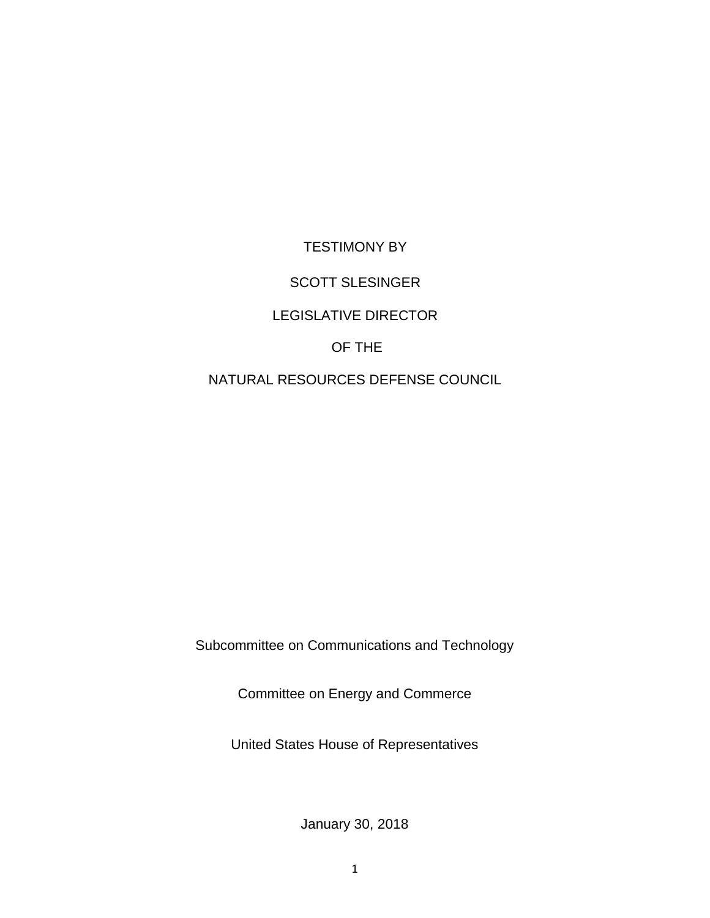TESTIMONY BY

SCOTT SLESINGER

LEGISLATIVE DIRECTOR

OF THE

NATURAL RESOURCES DEFENSE COUNCIL

Subcommittee on Communications and Technology

Committee on Energy and Commerce

United States House of Representatives

January 30, 2018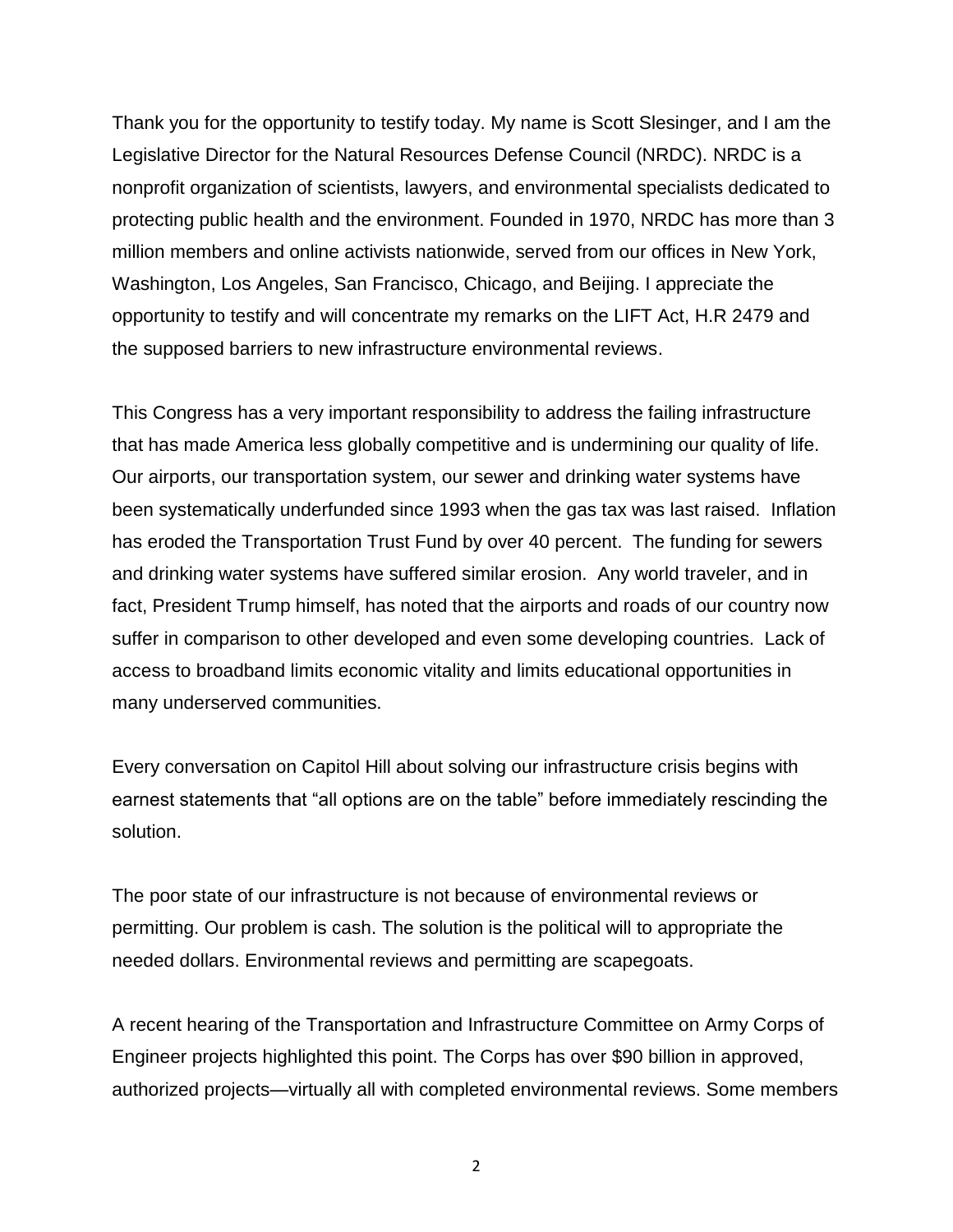Thank you for the opportunity to testify today. My name is Scott Slesinger, and I am the Legislative Director for the Natural Resources Defense Council (NRDC). NRDC is a nonprofit organization of scientists, lawyers, and environmental specialists dedicated to protecting public health and the environment. Founded in 1970, NRDC has more than 3 million members and online activists nationwide, served from our offices in New York, Washington, Los Angeles, San Francisco, Chicago, and Beijing. I appreciate the opportunity to testify and will concentrate my remarks on the LIFT Act, H.R 2479 and the supposed barriers to new infrastructure environmental reviews.

This Congress has a very important responsibility to address the failing infrastructure that has made America less globally competitive and is undermining our quality of life. Our airports, our transportation system, our sewer and drinking water systems have been systematically underfunded since 1993 when the gas tax was last raised. Inflation has eroded the Transportation Trust Fund by over 40 percent. The funding for sewers and drinking water systems have suffered similar erosion. Any world traveler, and in fact, President Trump himself, has noted that the airports and roads of our country now suffer in comparison to other developed and even some developing countries. Lack of access to broadband limits economic vitality and limits educational opportunities in many underserved communities.

Every conversation on Capitol Hill about solving our infrastructure crisis begins with earnest statements that "all options are on the table" before immediately rescinding the solution.

The poor state of our infrastructure is not because of environmental reviews or permitting. Our problem is cash. The solution is the political will to appropriate the needed dollars. Environmental reviews and permitting are scapegoats.

A recent hearing of the Transportation and Infrastructure Committee on Army Corps of Engineer projects highlighted this point. The Corps has over $90 billion in approved, authorized projects—virtually all with completed environmental reviews. Some members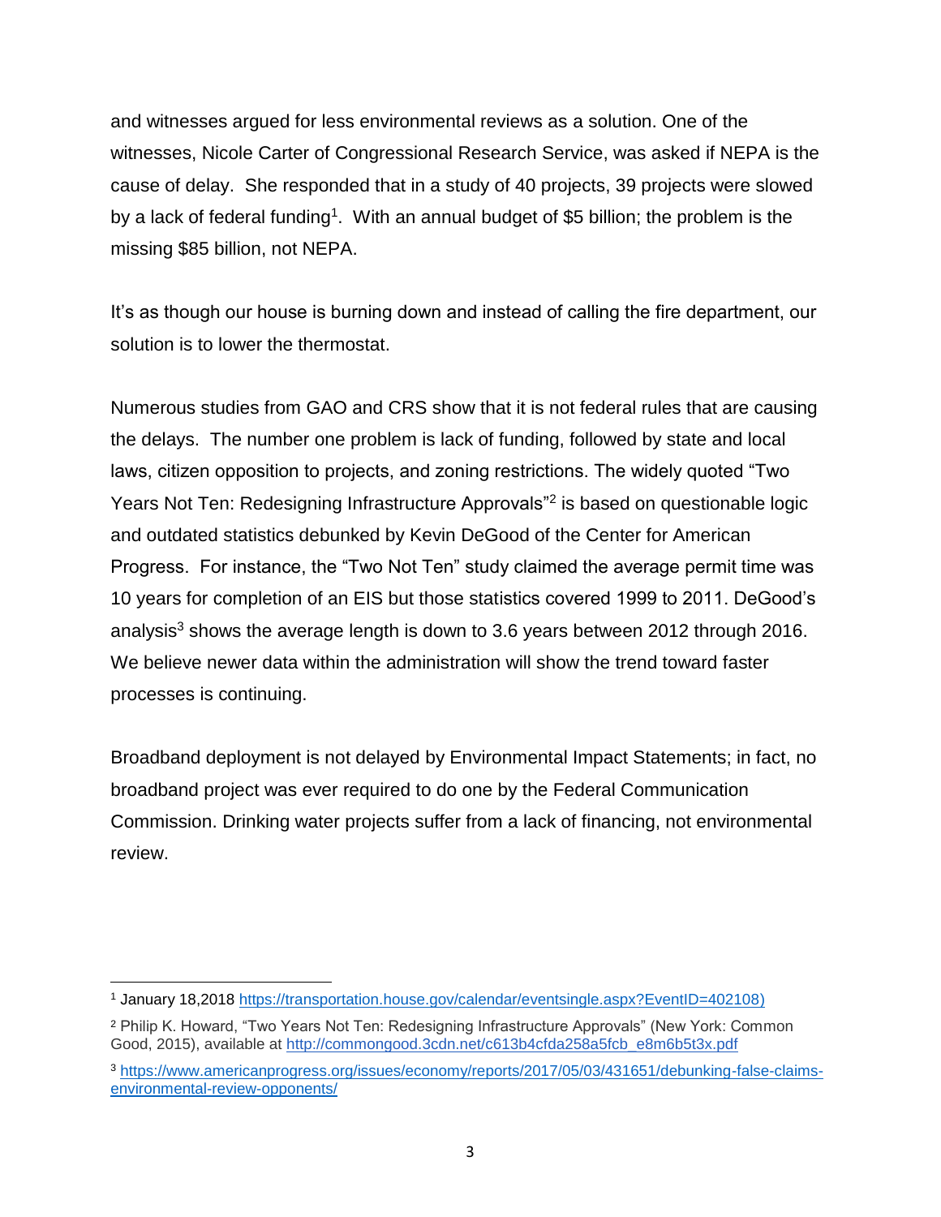and witnesses argued for less environmental reviews as a solution. One of the witnesses, Nicole Carter of Congressional Research Service, was asked if NEPA is the cause of delay. She responded that in a study of 40 projects, 39 projects were slowed by a lack of federal funding[1]. With an annual budget of $5 billion; the problem is the missing $85 billion, not NEPA.

It's as though our house is burning down and instead of calling the fire department, our solution is to lower the thermostat.

Numerous studies from GAO and CRS show that it is not federal rules that are causing the delays. The number one problem is lack of funding, followed by state and local laws, citizen opposition to projects, and zoning restrictions. The widely quoted "Two Years Not Ten: Redesigning Infrastructure Approvals"[2] is based on questionable logic and outdated statistics debunked by Kevin DeGood of the Center for American Progress. For instance, the "Two Not Ten" study claimed the average permit time was 10 years for completion of an EIS but those statistics covered 1999 to 2011. DeGood's analysis[3] shows the average length is down to 3.6 years between 2012 through 2016. We believe newer data within the administration will show the trend toward faster processes is continuing.

Broadband deployment is not delayed by Environmental Impact Statements; in fact, no broadband project was ever required to do one by the Federal Communication Commission. Drinking water projects suffer from a lack of financing, not environmental review.

---

[1] January 18,2018 https://transportation.house.gov/calendar/eventsingle.aspx?EventID=402108)

[2] Philip K. Howard, "Two Years Not Ten: Redesigning Infrastructure Approvals" (New York: Common Good, 2015), available at http://commongood.3cdn.net/c613b4cfda258a5fcb_e8m6b5t3x.pdf

[3] https://www.americanprogress.org/issues/economy/reports/2017/05/03/431651/debunking-false-claims-environmental-review-opponents/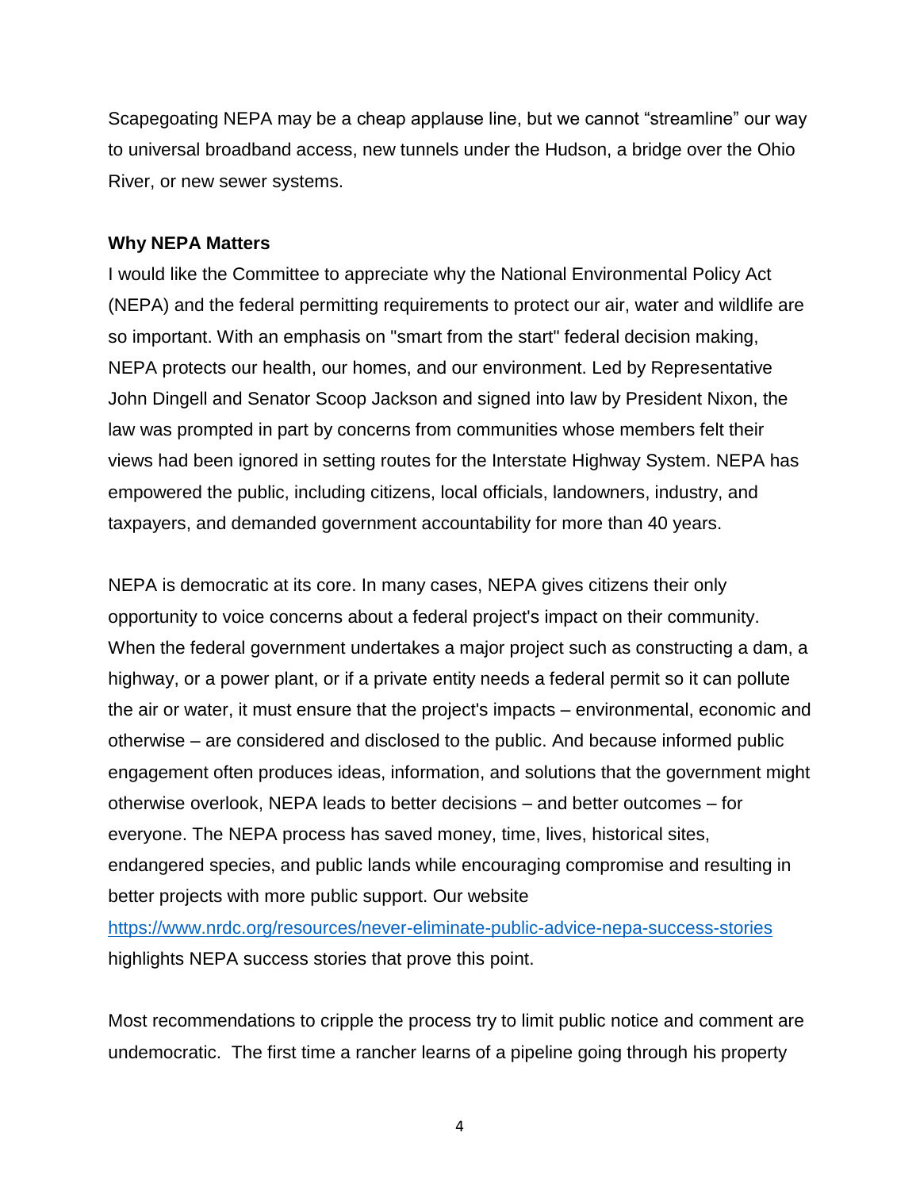Scapegoating NEPA may be a cheap applause line, but we cannot "streamline" our way to universal broadband access, new tunnels under the Hudson, a bridge over the Ohio River, or new sewer systems.

**Why NEPA Matters**

I would like the Committee to appreciate why the National Environmental Policy Act (NEPA) and the federal permitting requirements to protect our air, water and wildlife are so important. With an emphasis on "smart from the start" federal decision making, NEPA protects our health, our homes, and our environment. Led by Representative John Dingell and Senator Scoop Jackson and signed into law by President Nixon, the law was prompted in part by concerns from communities whose members felt their views had been ignored in setting routes for the Interstate Highway System. NEPA has empowered the public, including citizens, local officials, landowners, industry, and taxpayers, and demanded government accountability for more than 40 years.

NEPA is democratic at its core. In many cases, NEPA gives citizens their only opportunity to voice concerns about a federal project's impact on their community. When the federal government undertakes a major project such as constructing a dam, a highway, or a power plant, or if a private entity needs a federal permit so it can pollute the air or water, it must ensure that the project's impacts – environmental, economic and otherwise – are considered and disclosed to the public. And because informed public engagement often produces ideas, information, and solutions that the government might otherwise overlook, NEPA leads to better decisions – and better outcomes – for everyone. The NEPA process has saved money, time, lives, historical sites, endangered species, and public lands while encouraging compromise and resulting in better projects with more public support. Our website https://www.nrdc.org/resources/never-eliminate-public-advice-nepa-success-stories highlights NEPA success stories that prove this point.

Most recommendations to cripple the process try to limit public notice and comment are undemocratic. The first time a rancher learns of a pipeline going through his property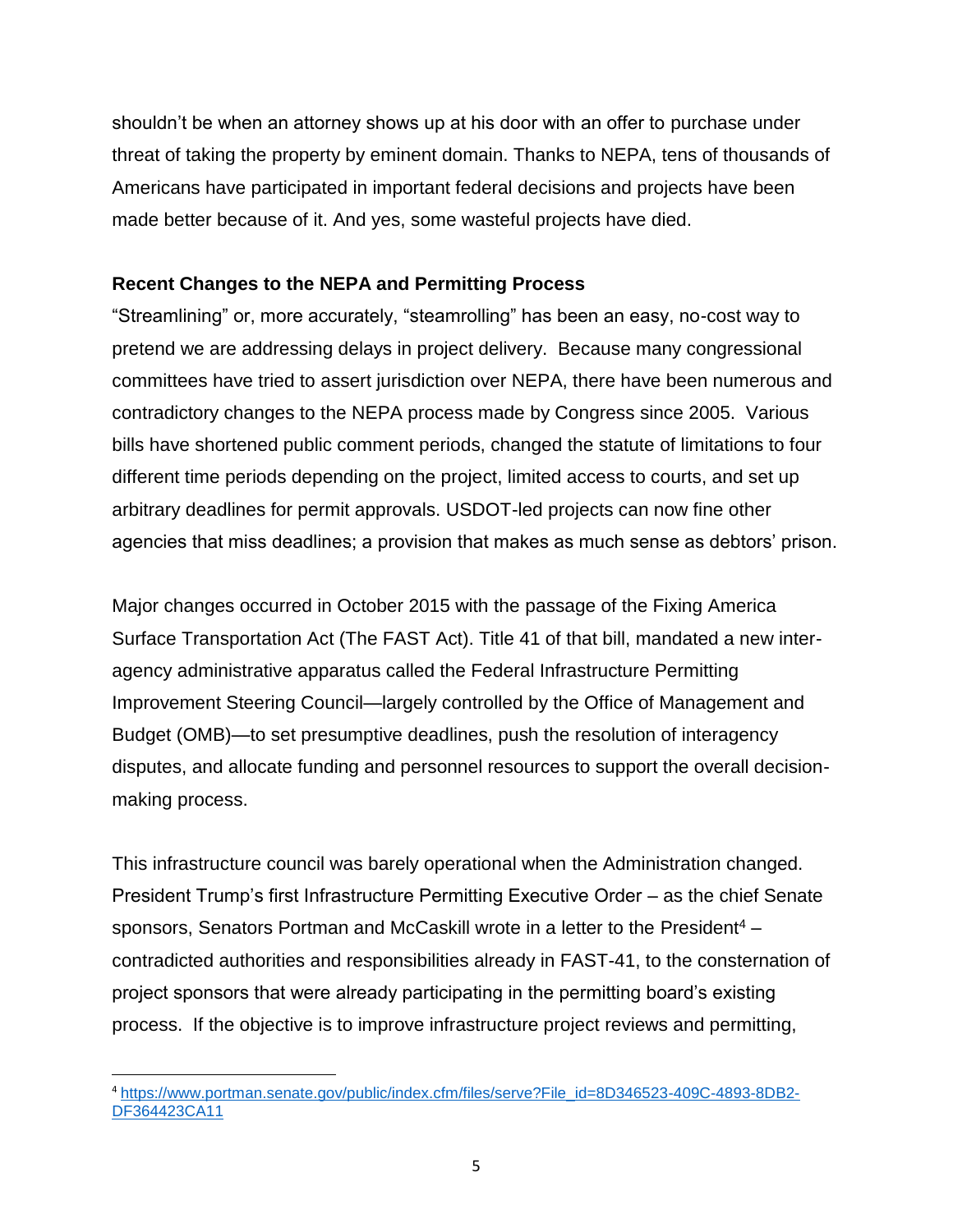shouldn't be when an attorney shows up at his door with an offer to purchase under threat of taking the property by eminent domain. Thanks to NEPA, tens of thousands of Americans have participated in important federal decisions and projects have been made better because of it. And yes, some wasteful projects have died.

**Recent Changes to the NEPA and Permitting Process**

"Streamlining" or, more accurately, "steamrolling" has been an easy, no-cost way to pretend we are addressing delays in project delivery. Because many congressional committees have tried to assert jurisdiction over NEPA, there have been numerous and contradictory changes to the NEPA process made by Congress since 2005. Various bills have shortened public comment periods, changed the statute of limitations to four different time periods depending on the project, limited access to courts, and set up arbitrary deadlines for permit approvals. USDOT-led projects can now fine other agencies that miss deadlines; a provision that makes as much sense as debtors' prison.

Major changes occurred in October 2015 with the passage of the Fixing America Surface Transportation Act (The FAST Act). Title 41 of that bill, mandated a new inter-agency administrative apparatus called the Federal Infrastructure Permitting Improvement Steering Council—largely controlled by the Office of Management and Budget (OMB)—to set presumptive deadlines, push the resolution of interagency disputes, and allocate funding and personnel resources to support the overall decision-making process.

This infrastructure council was barely operational when the Administration changed. President Trump's first Infrastructure Permitting Executive Order – as the chief Senate sponsors, Senators Portman and McCaskill wrote in a letter to the President[4] – contradicted authorities and responsibilities already in FAST-41, to the consternation of project sponsors that were already participating in the permitting board's existing process. If the objective is to improve infrastructure project reviews and permitting,

[4] https://www.portman.senate.gov/public/index.cfm/files/serve?File_id=8D346523-409C-4893-8DB2-DF364423CA11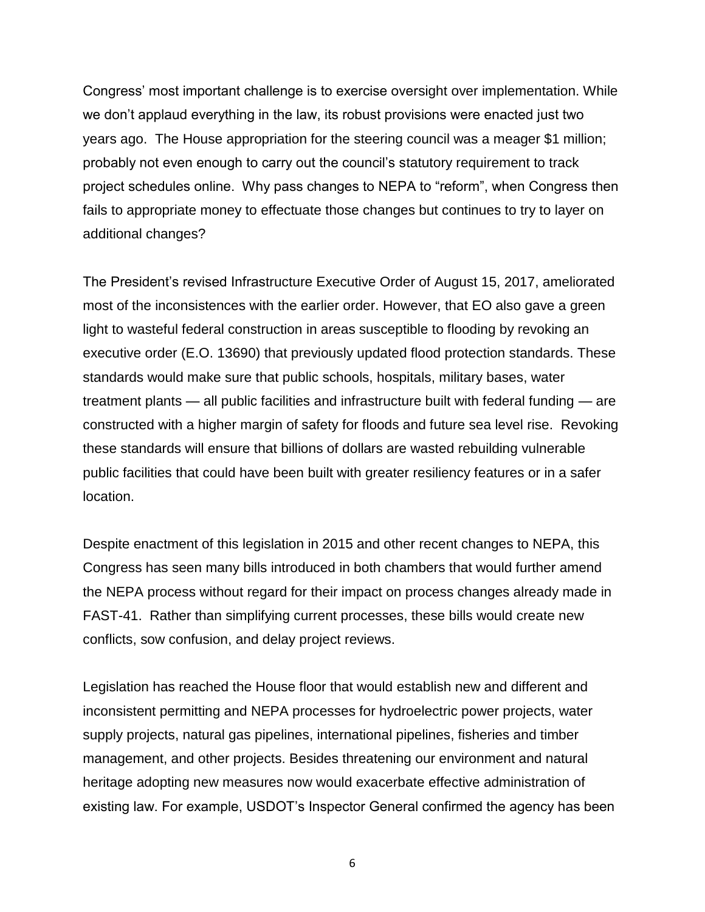Congress' most important challenge is to exercise oversight over implementation. While we don't applaud everything in the law, its robust provisions were enacted just two years ago. The House appropriation for the steering council was a meager $1 million; probably not even enough to carry out the council's statutory requirement to track project schedules online. Why pass changes to NEPA to "reform", when Congress then fails to appropriate money to effectuate those changes but continues to try to layer on additional changes?

The President's revised Infrastructure Executive Order of August 15, 2017, ameliorated most of the inconsistences with the earlier order. However, that EO also gave a green light to wasteful federal construction in areas susceptible to flooding by revoking an executive order (E.O. 13690) that previously updated flood protection standards. These standards would make sure that public schools, hospitals, military bases, water treatment plants — all public facilities and infrastructure built with federal funding — are constructed with a higher margin of safety for floods and future sea level rise. Revoking these standards will ensure that billions of dollars are wasted rebuilding vulnerable public facilities that could have been built with greater resiliency features or in a safer location.

Despite enactment of this legislation in 2015 and other recent changes to NEPA, this Congress has seen many bills introduced in both chambers that would further amend the NEPA process without regard for their impact on process changes already made in FAST-41. Rather than simplifying current processes, these bills would create new conflicts, sow confusion, and delay project reviews.

Legislation has reached the House floor that would establish new and different and inconsistent permitting and NEPA processes for hydroelectric power projects, water supply projects, natural gas pipelines, international pipelines, fisheries and timber management, and other projects. Besides threatening our environment and natural heritage adopting new measures now would exacerbate effective administration of existing law. For example, USDOT's Inspector General confirmed the agency has been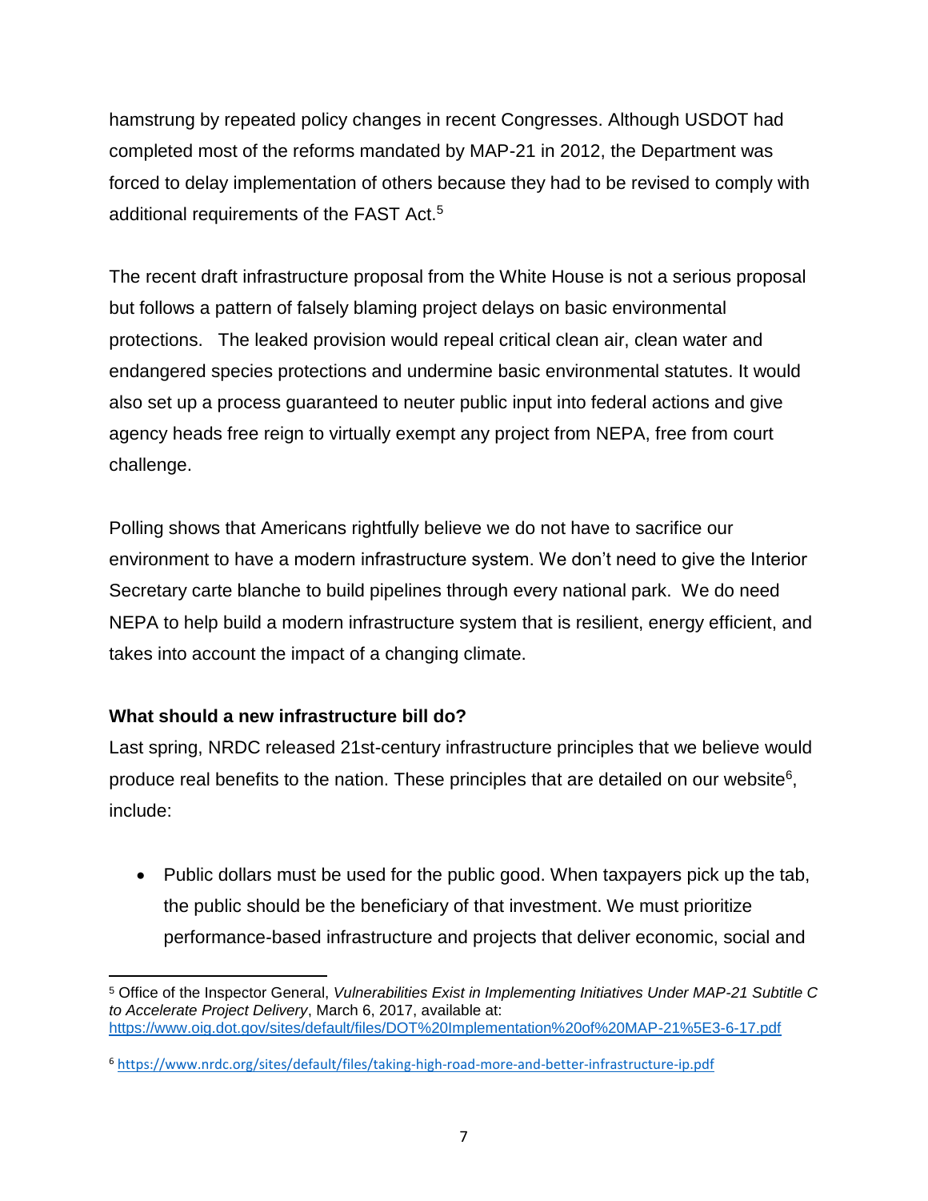hamstrung by repeated policy changes in recent Congresses. Although USDOT had completed most of the reforms mandated by MAP-21 in 2012, the Department was forced to delay implementation of others because they had to be revised to comply with additional requirements of the FAST Act.[5]

The recent draft infrastructure proposal from the White House is not a serious proposal but follows a pattern of falsely blaming project delays on basic environmental protections. The leaked provision would repeal critical clean air, clean water and endangered species protections and undermine basic environmental statutes. It would also set up a process guaranteed to neuter public input into federal actions and give agency heads free reign to virtually exempt any project from NEPA, free from court challenge.

Polling shows that Americans rightfully believe we do not have to sacrifice our environment to have a modern infrastructure system. We don't need to give the Interior Secretary carte blanche to build pipelines through every national park. We do need NEPA to help build a modern infrastructure system that is resilient, energy efficient, and takes into account the impact of a changing climate.

**What should a new infrastructure bill do?**

Last spring, NRDC released 21st-century infrastructure principles that we believe would produce real benefits to the nation. These principles that are detailed on our website[6], include:

- Public dollars must be used for the public good. When taxpayers pick up the tab, the public should be the beneficiary of that investment. We must prioritize performance-based infrastructure and projects that deliver economic, social and

---

[5] Office of the Inspector General, *Vulnerabilities Exist in Implementing Initiatives Under MAP-21 Subtitle C to Accelerate Project Delivery*, March 6, 2017, available at: https://www.oig.dot.gov/sites/default/files/DOT%20Implementation%20of%20MAP-21%5E3-6-17.pdf

[6] https://www.nrdc.org/sites/default/files/taking-high-road-more-and-better-infrastructure-ip.pdf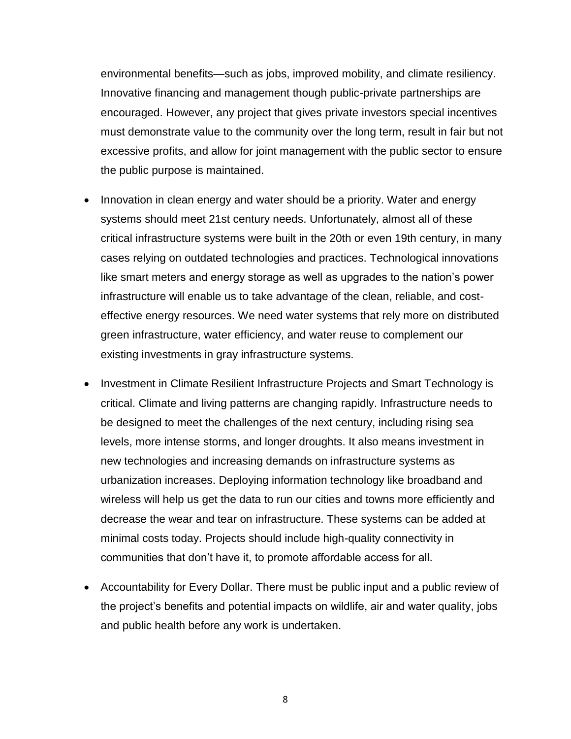environmental benefits—such as jobs, improved mobility, and climate resiliency. Innovative financing and management though public-private partnerships are encouraged. However, any project that gives private investors special incentives must demonstrate value to the community over the long term, result in fair but not excessive profits, and allow for joint management with the public sector to ensure the public purpose is maintained.

- Innovation in clean energy and water should be a priority. Water and energy systems should meet 21st century needs. Unfortunately, almost all of these critical infrastructure systems were built in the 20th or even 19th century, in many cases relying on outdated technologies and practices. Technological innovations like smart meters and energy storage as well as upgrades to the nation's power infrastructure will enable us to take advantage of the clean, reliable, and cost-effective energy resources. We need water systems that rely more on distributed green infrastructure, water efficiency, and water reuse to complement our existing investments in gray infrastructure systems.

- Investment in Climate Resilient Infrastructure Projects and Smart Technology is critical. Climate and living patterns are changing rapidly. Infrastructure needs to be designed to meet the challenges of the next century, including rising sea levels, more intense storms, and longer droughts. It also means investment in new technologies and increasing demands on infrastructure systems as urbanization increases. Deploying information technology like broadband and wireless will help us get the data to run our cities and towns more efficiently and decrease the wear and tear on infrastructure. These systems can be added at minimal costs today. Projects should include high-quality connectivity in communities that don't have it, to promote affordable access for all.

- Accountability for Every Dollar. There must be public input and a public review of the project's benefits and potential impacts on wildlife, air and water quality, jobs and public health before any work is undertaken.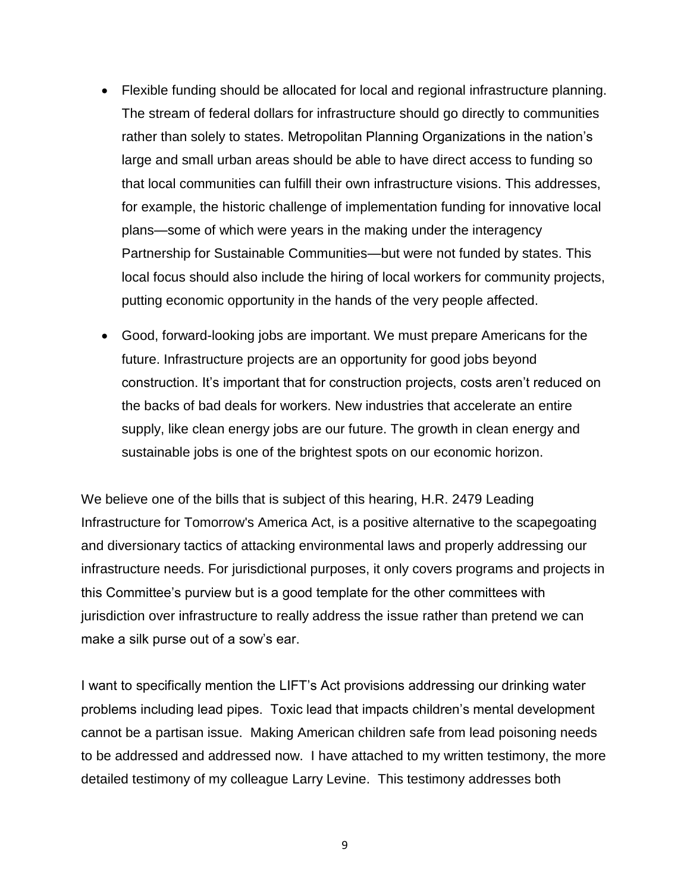- Flexible funding should be allocated for local and regional infrastructure planning. The stream of federal dollars for infrastructure should go directly to communities rather than solely to states. Metropolitan Planning Organizations in the nation's large and small urban areas should be able to have direct access to funding so that local communities can fulfill their own infrastructure visions. This addresses, for example, the historic challenge of implementation funding for innovative local plans—some of which were years in the making under the interagency Partnership for Sustainable Communities—but were not funded by states. This local focus should also include the hiring of local workers for community projects, putting economic opportunity in the hands of the very people affected.
- Good, forward-looking jobs are important. We must prepare Americans for the future. Infrastructure projects are an opportunity for good jobs beyond construction. It's important that for construction projects, costs aren't reduced on the backs of bad deals for workers. New industries that accelerate an entire supply, like clean energy jobs are our future. The growth in clean energy and sustainable jobs is one of the brightest spots on our economic horizon.

We believe one of the bills that is subject of this hearing, H.R. 2479 Leading Infrastructure for Tomorrow's America Act, is a positive alternative to the scapegoating and diversionary tactics of attacking environmental laws and properly addressing our infrastructure needs. For jurisdictional purposes, it only covers programs and projects in this Committee's purview but is a good template for the other committees with jurisdiction over infrastructure to really address the issue rather than pretend we can make a silk purse out of a sow's ear.

I want to specifically mention the LIFT's Act provisions addressing our drinking water problems including lead pipes. Toxic lead that impacts children's mental development cannot be a partisan issue. Making American children safe from lead poisoning needs to be addressed and addressed now. I have attached to my written testimony, the more detailed testimony of my colleague Larry Levine. This testimony addresses both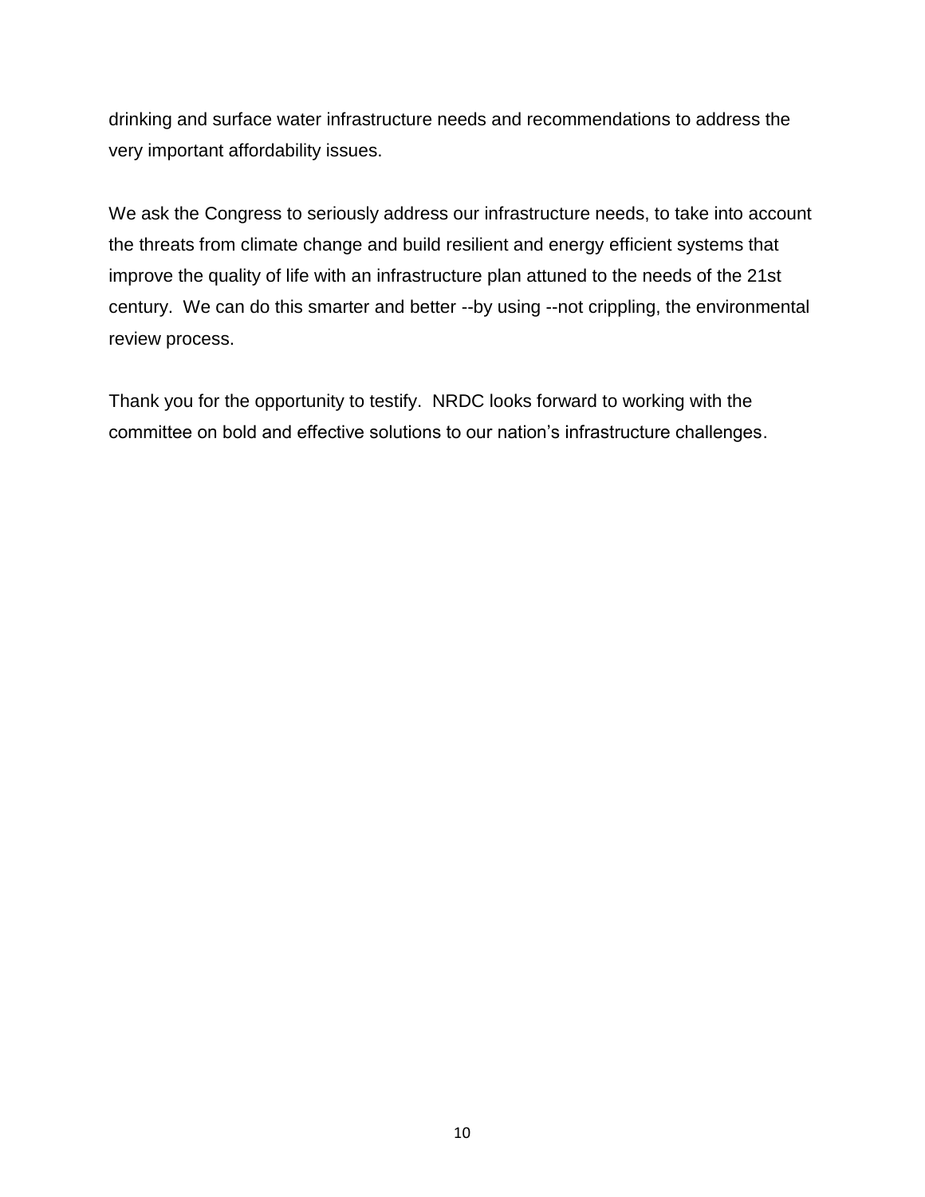drinking and surface water infrastructure needs and recommendations to address the very important affordability issues.

We ask the Congress to seriously address our infrastructure needs, to take into account the threats from climate change and build resilient and energy efficient systems that improve the quality of life with an infrastructure plan attuned to the needs of the 21st century. We can do this smarter and better --by using --not crippling, the environmental review process.

Thank you for the opportunity to testify. NRDC looks forward to working with the committee on bold and effective solutions to our nation's infrastructure challenges.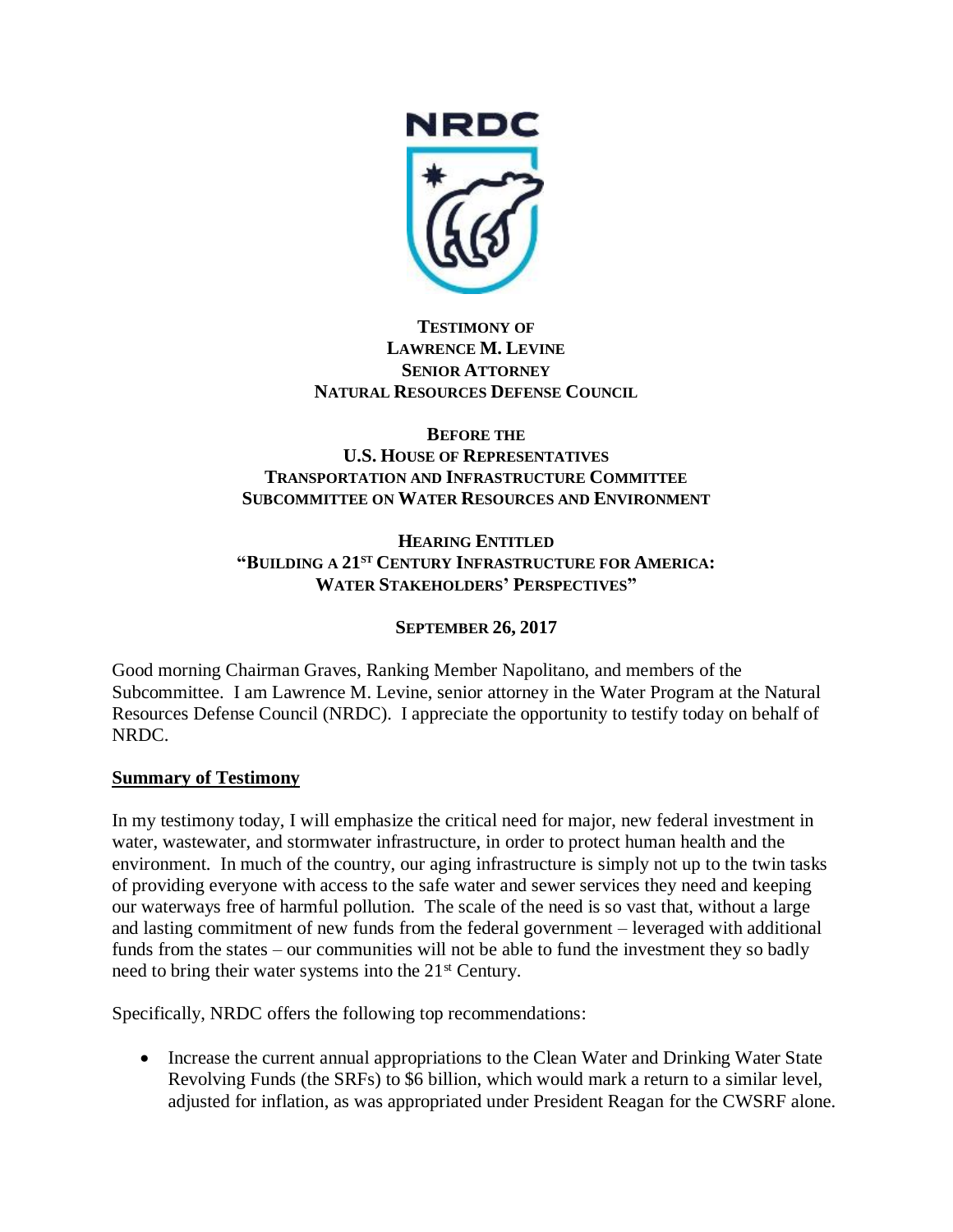**TESTIMONY OF**
**LAWRENCE M. LEVINE**
**SENIOR ATTORNEY**
**NATURAL RESOURCES DEFENSE COUNCIL**

**BEFORE THE**
**U.S. HOUSE OF REPRESENTATIVES**
**TRANSPORTATION AND INFRASTRUCTURE COMMITTEE**
**SUBCOMMITTEE ON WATER RESOURCES AND ENVIRONMENT**

**HEARING ENTITLED**
**"BUILDING A 21ST CENTURY INFRASTRUCTURE FOR AMERICA: WATER STAKEHOLDERS' PERSPECTIVES"**

**SEPTEMBER 26, 2017**

Good morning Chairman Graves, Ranking Member Napolitano, and members of the Subcommittee. I am Lawrence M. Levine, senior attorney in the Water Program at the Natural Resources Defense Council (NRDC). I appreciate the opportunity to testify today on behalf of NRDC.

## Summary of Testimony

In my testimony today, I will emphasize the critical need for major, new federal investment in water, wastewater, and stormwater infrastructure, in order to protect human health and the environment. In much of the country, our aging infrastructure is simply not up to the twin tasks of providing everyone with access to the safe water and sewer services they need and keeping our waterways free of harmful pollution. The scale of the need is so vast that, without a large and lasting commitment of new funds from the federal government – leveraged with additional funds from the states – our communities will not be able to fund the investment they so badly need to bring their water systems into the 21st Century.

Specifically, NRDC offers the following top recommendations:

- Increase the current annual appropriations to the Clean Water and Drinking Water State Revolving Funds (the SRFs) to $6 billion, which would mark a return to a similar level, adjusted for inflation, as was appropriated under President Reagan for the CWSRF alone.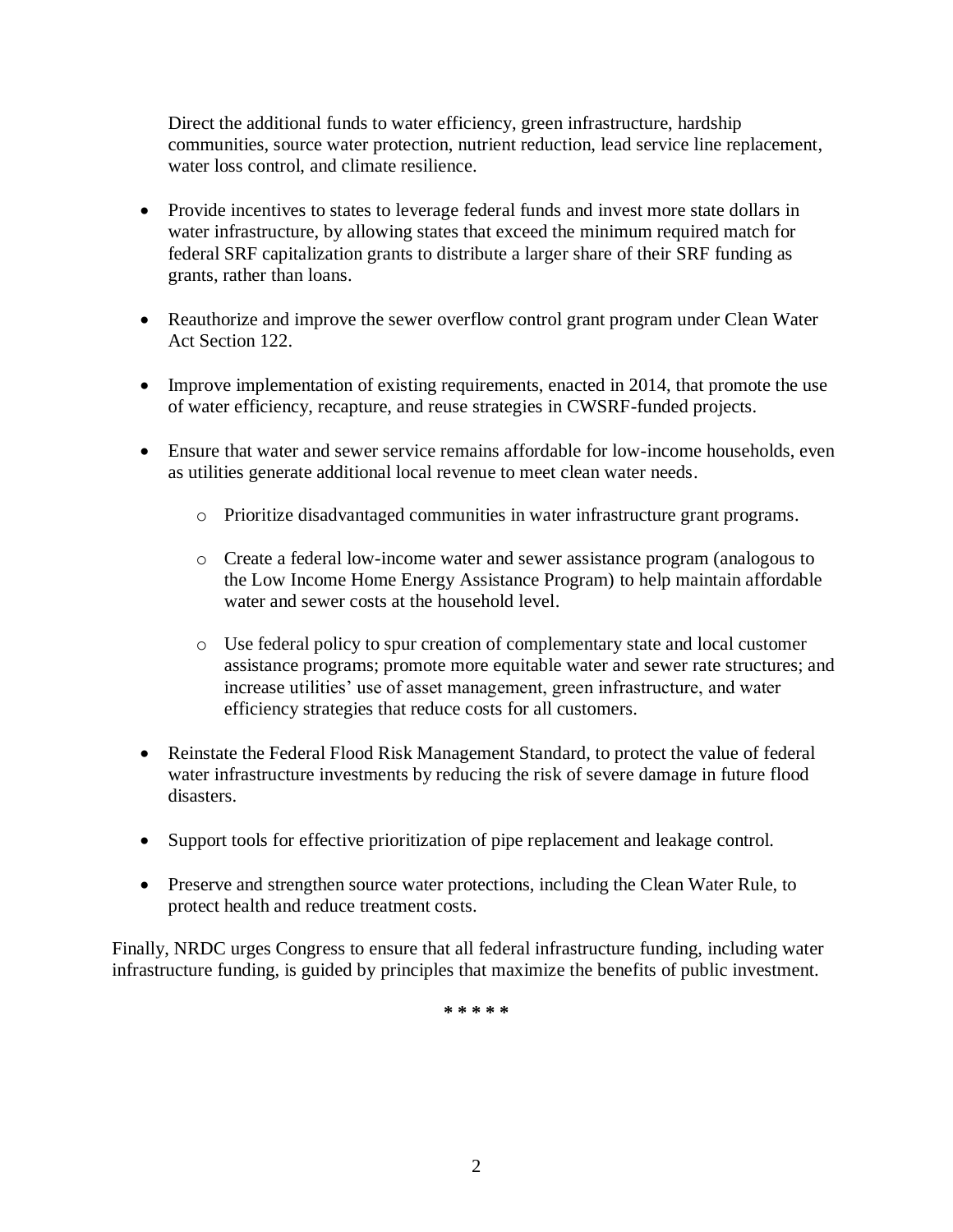Direct the additional funds to water efficiency, green infrastructure, hardship communities, source water protection, nutrient reduction, lead service line replacement, water loss control, and climate resilience.

- Provide incentives to states to leverage federal funds and invest more state dollars in water infrastructure, by allowing states that exceed the minimum required match for federal SRF capitalization grants to distribute a larger share of their SRF funding as grants, rather than loans.

- Reauthorize and improve the sewer overflow control grant program under Clean Water Act Section 122.

- Improve implementation of existing requirements, enacted in 2014, that promote the use of water efficiency, recapture, and reuse strategies in CWSRF-funded projects.

- Ensure that water and sewer service remains affordable for low-income households, even as utilities generate additional local revenue to meet clean water needs.

    - Prioritize disadvantaged communities in water infrastructure grant programs.

    - Create a federal low-income water and sewer assistance program (analogous to the Low Income Home Energy Assistance Program) to help maintain affordable water and sewer costs at the household level.

    - Use federal policy to spur creation of complementary state and local customer assistance programs; promote more equitable water and sewer rate structures; and increase utilities' use of asset management, green infrastructure, and water efficiency strategies that reduce costs for all customers.

- Reinstate the Federal Flood Risk Management Standard, to protect the value of federal water infrastructure investments by reducing the risk of severe damage in future flood disasters.

- Support tools for effective prioritization of pipe replacement and leakage control.

- Preserve and strengthen source water protections, including the Clean Water Rule, to protect health and reduce treatment costs.

Finally, NRDC urges Congress to ensure that all federal infrastructure funding, including water infrastructure funding, is guided by principles that maximize the benefits of public investment.

\* \* \* \* \*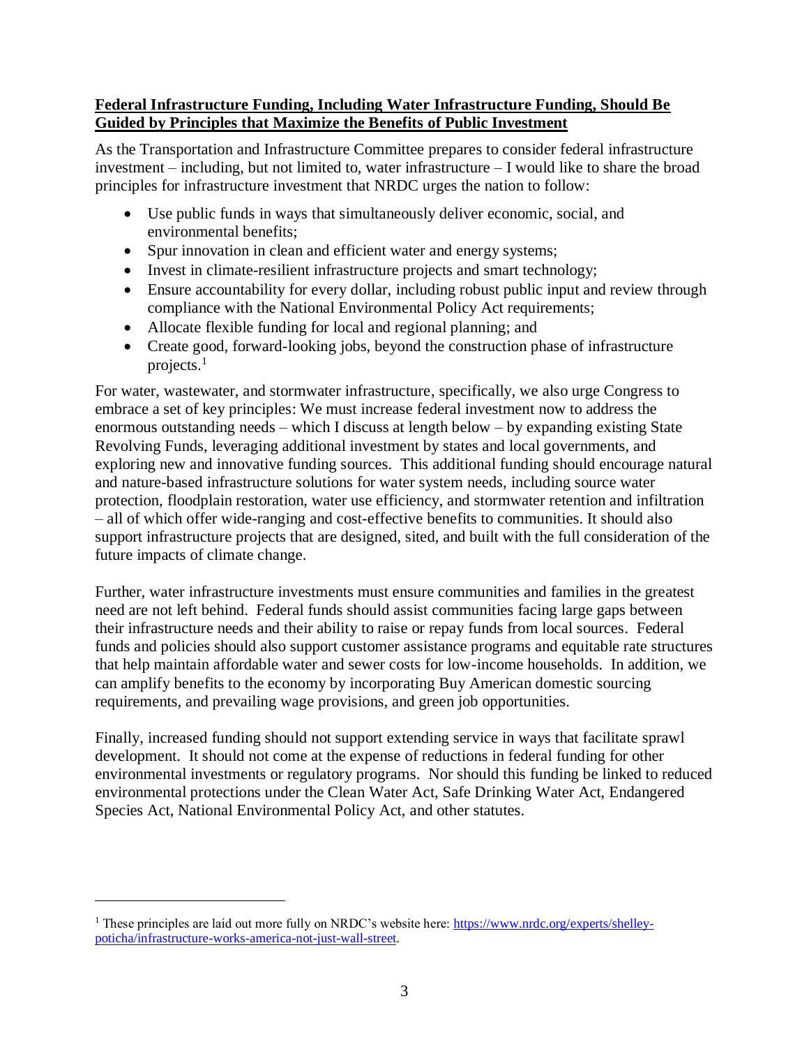**Federal Infrastructure Funding, Including Water Infrastructure Funding, Should Be Guided by Principles that Maximize the Benefits of Public Investment**

As the Transportation and Infrastructure Committee prepares to consider federal infrastructure investment – including, but not limited to, water infrastructure – I would like to share the broad principles for infrastructure investment that NRDC urges the nation to follow:

- Use public funds in ways that simultaneously deliver economic, social, and environmental benefits;
- Spur innovation in clean and efficient water and energy systems;
- Invest in climate-resilient infrastructure projects and smart technology;
- Ensure accountability for every dollar, including robust public input and review through compliance with the National Environmental Policy Act requirements;
- Allocate flexible funding for local and regional planning; and
- Create good, forward-looking jobs, beyond the construction phase of infrastructure projects.[1]

For water, wastewater, and stormwater infrastructure, specifically, we also urge Congress to embrace a set of key principles: We must increase federal investment now to address the enormous outstanding needs – which I discuss at length below – by expanding existing State Revolving Funds, leveraging additional investment by states and local governments, and exploring new and innovative funding sources. This additional funding should encourage natural and nature-based infrastructure solutions for water system needs, including source water protection, floodplain restoration, water use efficiency, and stormwater retention and infiltration – all of which offer wide-ranging and cost-effective benefits to communities. It should also support infrastructure projects that are designed, sited, and built with the full consideration of the future impacts of climate change.

Further, water infrastructure investments must ensure communities and families in the greatest need are not left behind. Federal funds should assist communities facing large gaps between their infrastructure needs and their ability to raise or repay funds from local sources. Federal funds and policies should also support customer assistance programs and equitable rate structures that help maintain affordable water and sewer costs for low-income households. In addition, we can amplify benefits to the economy by incorporating Buy American domestic sourcing requirements, and prevailing wage provisions, and green job opportunities.

Finally, increased funding should not support extending service in ways that facilitate sprawl development. It should not come at the expense of reductions in federal funding for other environmental investments or regulatory programs. Nor should this funding be linked to reduced environmental protections under the Clean Water Act, Safe Drinking Water Act, Endangered Species Act, National Environmental Policy Act, and other statutes.

---

[1] These principles are laid out more fully on NRDC's website here: https://www.nrdc.org/experts/shelley-poticha/infrastructure-works-america-not-just-wall-street.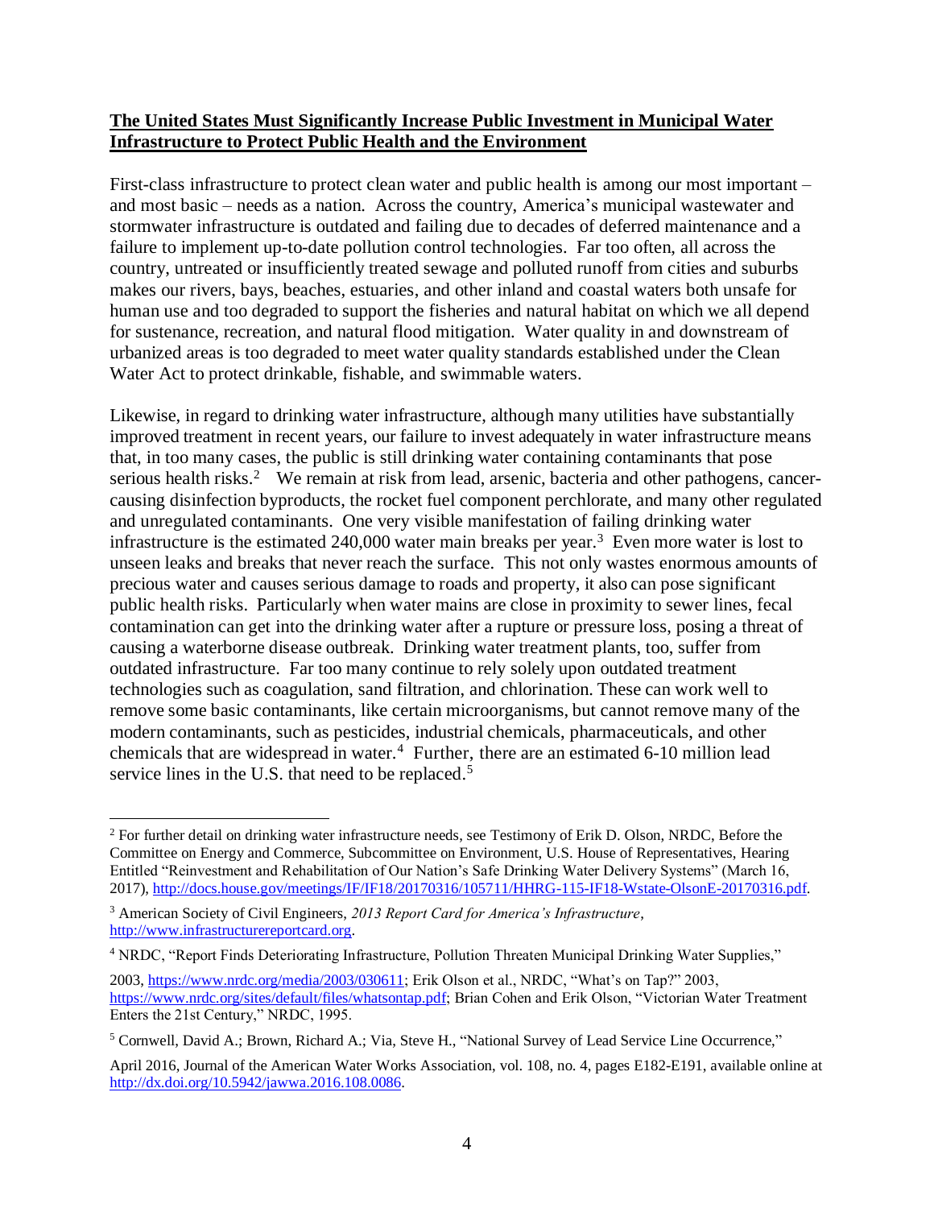**<u>The United States Must Significantly Increase Public Investment in Municipal Water Infrastructure to Protect Public Health and the Environment</u>**

First-class infrastructure to protect clean water and public health is among our most important – and most basic – needs as a nation. Across the country, America's municipal wastewater and stormwater infrastructure is outdated and failing due to decades of deferred maintenance and a failure to implement up-to-date pollution control technologies. Far too often, all across the country, untreated or insufficiently treated sewage and polluted runoff from cities and suburbs makes our rivers, bays, beaches, estuaries, and other inland and coastal waters both unsafe for human use and too degraded to support the fisheries and natural habitat on which we all depend for sustenance, recreation, and natural flood mitigation. Water quality in and downstream of urbanized areas is too degraded to meet water quality standards established under the Clean Water Act to protect drinkable, fishable, and swimmable waters.

Likewise, in regard to drinking water infrastructure, although many utilities have substantially improved treatment in recent years, our failure to invest adequately in water infrastructure means that, in too many cases, the public is still drinking water containing contaminants that pose serious health risks.[2] We remain at risk from lead, arsenic, bacteria and other pathogens, cancer-causing disinfection byproducts, the rocket fuel component perchlorate, and many other regulated and unregulated contaminants. One very visible manifestation of failing drinking water infrastructure is the estimated 240,000 water main breaks per year.[3] Even more water is lost to unseen leaks and breaks that never reach the surface. This not only wastes enormous amounts of precious water and causes serious damage to roads and property, it also can pose significant public health risks. Particularly when water mains are close in proximity to sewer lines, fecal contamination can get into the drinking water after a rupture or pressure loss, posing a threat of causing a waterborne disease outbreak. Drinking water treatment plants, too, suffer from outdated infrastructure. Far too many continue to rely solely upon outdated treatment technologies such as coagulation, sand filtration, and chlorination. These can work well to remove some basic contaminants, like certain microorganisms, but cannot remove many of the modern contaminants, such as pesticides, industrial chemicals, pharmaceuticals, and other chemicals that are widespread in water.[4] Further, there are an estimated 6-10 million lead service lines in the U.S. that need to be replaced.[5]

---

[2] For further detail on drinking water infrastructure needs, see Testimony of Erik D. Olson, NRDC, Before the Committee on Energy and Commerce, Subcommittee on Environment, U.S. House of Representatives, Hearing Entitled "Reinvestment and Rehabilitation of Our Nation's Safe Drinking Water Delivery Systems" (March 16, 2017), http://docs.house.gov/meetings/IF/IF18/20170316/105711/HHRG-115-IF18-Wstate-OlsonE-20170316.pdf.

[3] American Society of Civil Engineers, *2013 Report Card for America's Infrastructure*, http://www.infrastructurereportcard.org.

[4] NRDC, "Report Finds Deteriorating Infrastructure, Pollution Threaten Municipal Drinking Water Supplies," 2003, https://www.nrdc.org/media/2003/030611; Erik Olson et al., NRDC, "What's on Tap?" 2003, https://www.nrdc.org/sites/default/files/whatsontap.pdf; Brian Cohen and Erik Olson, "Victorian Water Treatment Enters the 21st Century," NRDC, 1995.

[5] Cornwell, David A.; Brown, Richard A.; Via, Steve H., "National Survey of Lead Service Line Occurrence," April 2016, Journal of the American Water Works Association, vol. 108, no. 4, pages E182-E191, available online at http://dx.doi.org/10.5942/jawwa.2016.108.0086.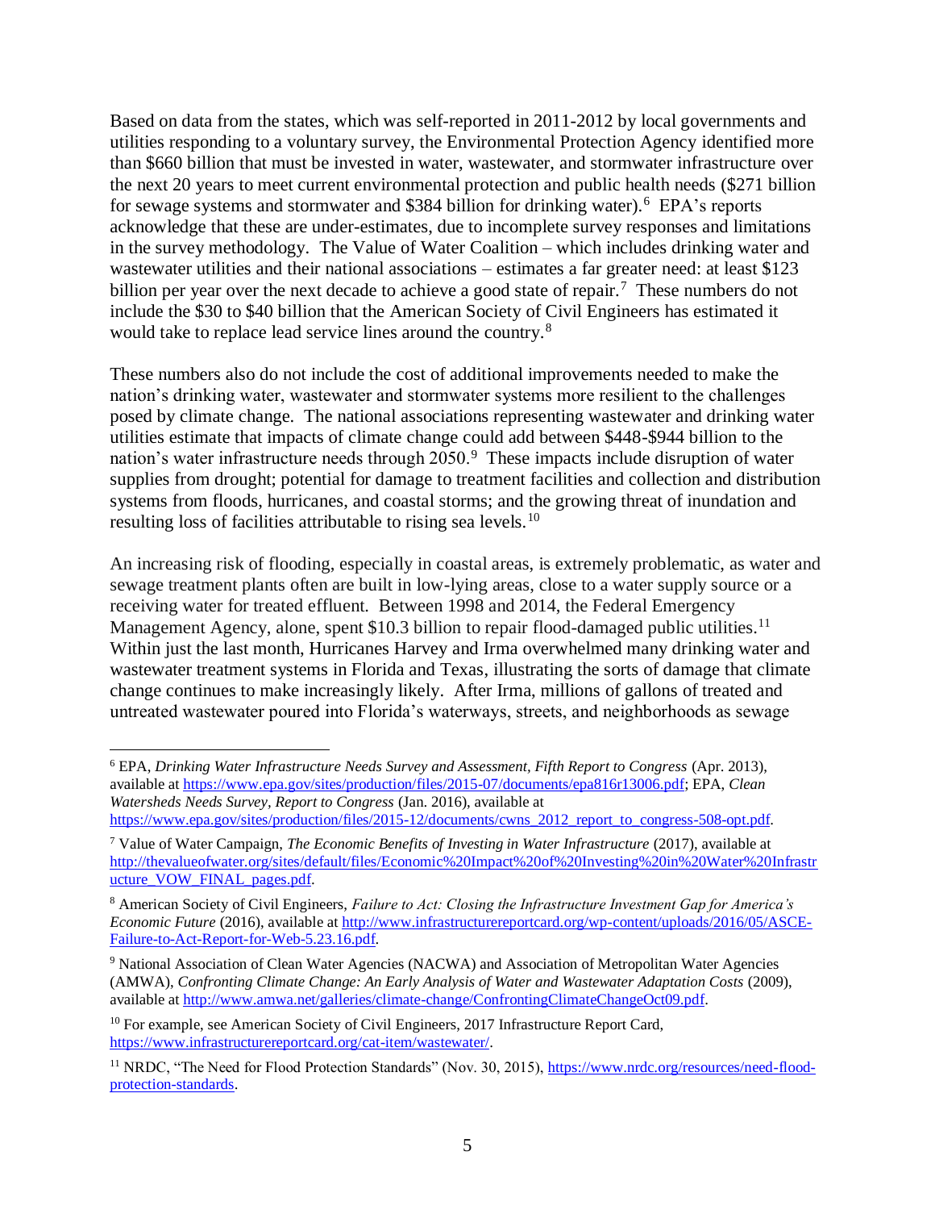Based on data from the states, which was self-reported in 2011-2012 by local governments and utilities responding to a voluntary survey, the Environmental Protection Agency identified more than $660 billion that must be invested in water, wastewater, and stormwater infrastructure over the next 20 years to meet current environmental protection and public health needs ($271 billion for sewage systems and stormwater and $384 billion for drinking water).[6] EPA's reports acknowledge that these are under-estimates, due to incomplete survey responses and limitations in the survey methodology. The Value of Water Coalition – which includes drinking water and wastewater utilities and their national associations – estimates a far greater need: at least $123 billion per year over the next decade to achieve a good state of repair.[7] These numbers do not include the $30 to $40 billion that the American Society of Civil Engineers has estimated it would take to replace lead service lines around the country.[8]

These numbers also do not include the cost of additional improvements needed to make the nation's drinking water, wastewater and stormwater systems more resilient to the challenges posed by climate change. The national associations representing wastewater and drinking water utilities estimate that impacts of climate change could add between $448-$944 billion to the nation's water infrastructure needs through 2050.[9] These impacts include disruption of water supplies from drought; potential for damage to treatment facilities and collection and distribution systems from floods, hurricanes, and coastal storms; and the growing threat of inundation and resulting loss of facilities attributable to rising sea levels.[10]

An increasing risk of flooding, especially in coastal areas, is extremely problematic, as water and sewage treatment plants often are built in low-lying areas, close to a water supply source or a receiving water for treated effluent. Between 1998 and 2014, the Federal Emergency Management Agency, alone, spent $10.3 billion to repair flood-damaged public utilities.[11] Within just the last month, Hurricanes Harvey and Irma overwhelmed many drinking water and wastewater treatment systems in Florida and Texas, illustrating the sorts of damage that climate change continues to make increasingly likely. After Irma, millions of gallons of treated and untreated wastewater poured into Florida's waterways, streets, and neighborhoods as sewage

---

[6] EPA, *Drinking Water Infrastructure Needs Survey and Assessment, Fifth Report to Congress* (Apr. 2013), available at https://www.epa.gov/sites/production/files/2015-07/documents/epa816r13006.pdf; EPA, *Clean Watersheds Needs Survey, Report to Congress* (Jan. 2016), available at https://www.epa.gov/sites/production/files/2015-12/documents/cwns_2012_report_to_congress-508-opt.pdf.

[7] Value of Water Campaign, *The Economic Benefits of Investing in Water Infrastructure* (2017), available at http://thevalueofwater.org/sites/default/files/Economic%20Impact%20of%20Investing%20in%20Water%20Infrastructure_VOW_FINAL_pages.pdf.

[8] American Society of Civil Engineers, *Failure to Act: Closing the Infrastructure Investment Gap for America's Economic Future* (2016), available at http://www.infrastructurereportcard.org/wp-content/uploads/2016/05/ASCE-Failure-to-Act-Report-for-Web-5.23.16.pdf.

[9] National Association of Clean Water Agencies (NACWA) and Association of Metropolitan Water Agencies (AMWA), *Confronting Climate Change: An Early Analysis of Water and Wastewater Adaptation Costs* (2009), available at http://www.amwa.net/galleries/climate-change/ConfrontingClimateChangeOct09.pdf.

[10] For example, see American Society of Civil Engineers, 2017 Infrastructure Report Card, https://www.infrastructurereportcard.org/cat-item/wastewater/.

[11] NRDC, "The Need for Flood Protection Standards" (Nov. 30, 2015), https://www.nrdc.org/resources/need-flood-protection-standards.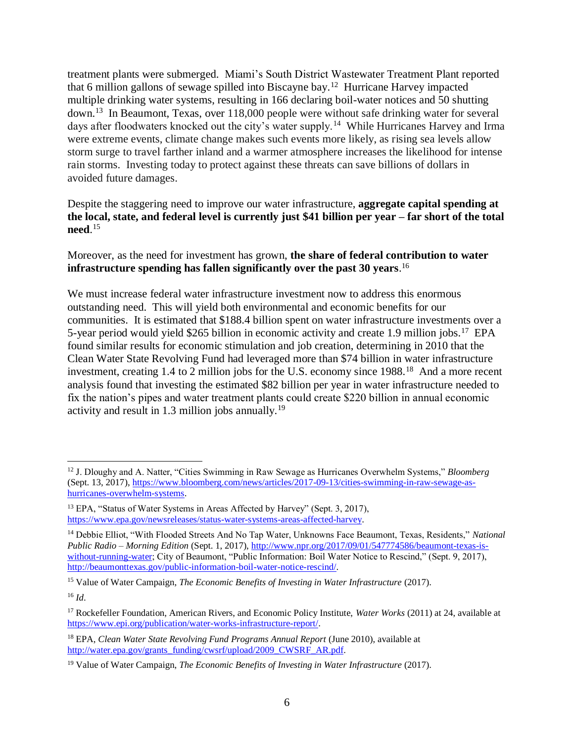treatment plants were submerged. Miami's South District Wastewater Treatment Plant reported that 6 million gallons of sewage spilled into Biscayne bay.[12] Hurricane Harvey impacted multiple drinking water systems, resulting in 166 declaring boil-water notices and 50 shutting down.[13] In Beaumont, Texas, over 118,000 people were without safe drinking water for several days after floodwaters knocked out the city's water supply.[14] While Hurricanes Harvey and Irma were extreme events, climate change makes such events more likely, as rising sea levels allow storm surge to travel farther inland and a warmer atmosphere increases the likelihood for intense rain storms. Investing today to protect against these threats can save billions of dollars in avoided future damages.

Despite the staggering need to improve our water infrastructure, **aggregate capital spending at the local, state, and federal level is currently just $41 billion per year – far short of the total need**.[15]

Moreover, as the need for investment has grown, **the share of federal contribution to water infrastructure spending has fallen significantly over the past 30 years**.[16]

We must increase federal water infrastructure investment now to address this enormous outstanding need. This will yield both environmental and economic benefits for our communities. It is estimated that $188.4 billion spent on water infrastructure investments over a 5-year period would yield $265 billion in economic activity and create 1.9 million jobs.[17] EPA found similar results for economic stimulation and job creation, determining in 2010 that the Clean Water State Revolving Fund had leveraged more than $74 billion in water infrastructure investment, creating 1.4 to 2 million jobs for the U.S. economy since 1988.[18] And a more recent analysis found that investing the estimated $82 billion per year in water infrastructure needed to fix the nation's pipes and water treatment plants could create $220 billion in annual economic activity and result in 1.3 million jobs annually.[19]

---

[12] J. Dloughy and A. Natter, "Cities Swimming in Raw Sewage as Hurricanes Overwhelm Systems," *Bloomberg* (Sept. 13, 2017), https://www.bloomberg.com/news/articles/2017-09-13/cities-swimming-in-raw-sewage-as-hurricanes-overwhelm-systems.

[13] EPA, "Status of Water Systems in Areas Affected by Harvey" (Sept. 3, 2017), https://www.epa.gov/newsreleases/status-water-systems-areas-affected-harvey.

[14] Debbie Elliot, "With Flooded Streets And No Tap Water, Unknowns Face Beaumont, Texas, Residents," *National Public Radio – Morning Edition* (Sept. 1, 2017), http://www.npr.org/2017/09/01/547774586/beaumont-texas-is-without-running-water; City of Beaumont, "Public Information: Boil Water Notice to Rescind," (Sept. 9, 2017), http://beaumonttexas.gov/public-information-boil-water-notice-rescind/.

[15] Value of Water Campaign, *The Economic Benefits of Investing in Water Infrastructure* (2017).

[16] *Id.*

[17] Rockefeller Foundation, American Rivers, and Economic Policy Institute, *Water Works* (2011) at 24, available at https://www.epi.org/publication/water-works-infrastructure-report/.

[18] EPA, *Clean Water State Revolving Fund Programs Annual Report* (June 2010), available at http://water.epa.gov/grants_funding/cwsrf/upload/2009_CWSRF_AR.pdf.

[19] Value of Water Campaign, *The Economic Benefits of Investing in Water Infrastructure* (2017).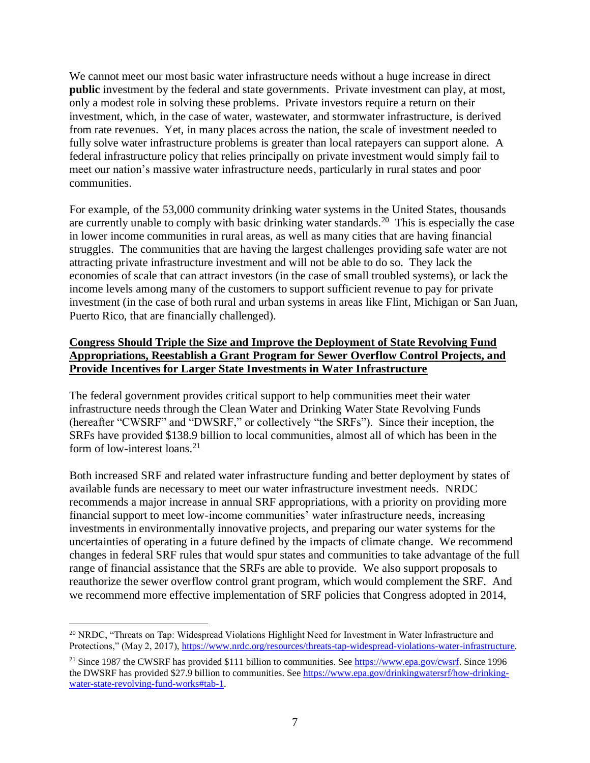We cannot meet our most basic water infrastructure needs without a huge increase in direct **public** investment by the federal and state governments. Private investment can play, at most, only a modest role in solving these problems. Private investors require a return on their investment, which, in the case of water, wastewater, and stormwater infrastructure, is derived from rate revenues. Yet, in many places across the nation, the scale of investment needed to fully solve water infrastructure problems is greater than local ratepayers can support alone. A federal infrastructure policy that relies principally on private investment would simply fail to meet our nation's massive water infrastructure needs, particularly in rural states and poor communities.

For example, of the 53,000 community drinking water systems in the United States, thousands are currently unable to comply with basic drinking water standards.[20] This is especially the case in lower income communities in rural areas, as well as many cities that are having financial struggles. The communities that are having the largest challenges providing safe water are not attracting private infrastructure investment and will not be able to do so. They lack the economies of scale that can attract investors (in the case of small troubled systems), or lack the income levels among many of the customers to support sufficient revenue to pay for private investment (in the case of both rural and urban systems in areas like Flint, Michigan or San Juan, Puerto Rico, that are financially challenged).

## Congress Should Triple the Size and Improve the Deployment of State Revolving Fund Appropriations, Reestablish a Grant Program for Sewer Overflow Control Projects, and Provide Incentives for Larger State Investments in Water Infrastructure

The federal government provides critical support to help communities meet their water infrastructure needs through the Clean Water and Drinking Water State Revolving Funds (hereafter "CWSRF" and "DWSRF," or collectively "the SRFs"). Since their inception, the SRFs have provided $138.9 billion to local communities, almost all of which has been in the form of low-interest loans.[21]

Both increased SRF and related water infrastructure funding and better deployment by states of available funds are necessary to meet our water infrastructure investment needs. NRDC recommends a major increase in annual SRF appropriations, with a priority on providing more financial support to meet low-income communities' water infrastructure needs, increasing investments in environmentally innovative projects, and preparing our water systems for the uncertainties of operating in a future defined by the impacts of climate change. We recommend changes in federal SRF rules that would spur states and communities to take advantage of the full range of financial assistance that the SRFs are able to provide. We also support proposals to reauthorize the sewer overflow control grant program, which would complement the SRF. And we recommend more effective implementation of SRF policies that Congress adopted in 2014,

---

[20] NRDC, "Threats on Tap: Widespread Violations Highlight Need for Investment in Water Infrastructure and Protections," (May 2, 2017), https://www.nrdc.org/resources/threats-tap-widespread-violations-water-infrastructure.

[21] Since 1987 the CWSRF has provided $111 billion to communities. See https://www.epa.gov/cwsrf. Since 1996 the DWSRF has provided $27.9 billion to communities. See https://www.epa.gov/drinkingwatersrf/how-drinking-water-state-revolving-fund-works#tab-1.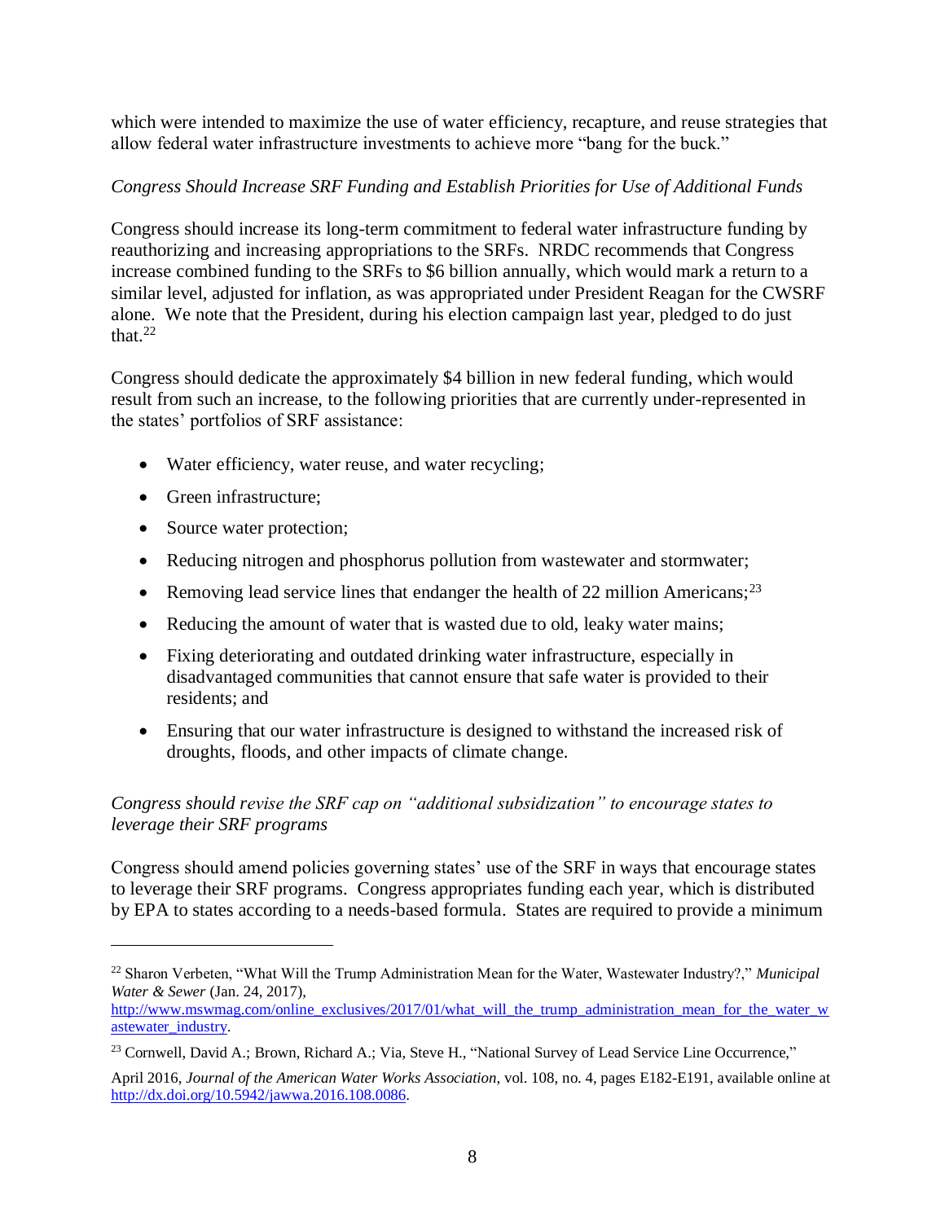which were intended to maximize the use of water efficiency, recapture, and reuse strategies that allow federal water infrastructure investments to achieve more "bang for the buck."

*Congress Should Increase SRF Funding and Establish Priorities for Use of Additional Funds*

Congress should increase its long-term commitment to federal water infrastructure funding by reauthorizing and increasing appropriations to the SRFs. NRDC recommends that Congress increase combined funding to the SRFs to $6 billion annually, which would mark a return to a similar level, adjusted for inflation, as was appropriated under President Reagan for the CWSRF alone. We note that the President, during his election campaign last year, pledged to do just that.[22]

Congress should dedicate the approximately $4 billion in new federal funding, which would result from such an increase, to the following priorities that are currently under-represented in the states' portfolios of SRF assistance:

- Water efficiency, water reuse, and water recycling;
- Green infrastructure;
- Source water protection;
- Reducing nitrogen and phosphorus pollution from wastewater and stormwater;
- Removing lead service lines that endanger the health of 22 million Americans;[23]
- Reducing the amount of water that is wasted due to old, leaky water mains;
- Fixing deteriorating and outdated drinking water infrastructure, especially in disadvantaged communities that cannot ensure that safe water is provided to their residents; and
- Ensuring that our water infrastructure is designed to withstand the increased risk of droughts, floods, and other impacts of climate change.

*Congress should revise the SRF cap on "additional subsidization" to encourage states to leverage their SRF programs*

Congress should amend policies governing states' use of the SRF in ways that encourage states to leverage their SRF programs. Congress appropriates funding each year, which is distributed by EPA to states according to a needs-based formula. States are required to provide a minimum

---

[22] Sharon Verbeten, "What Will the Trump Administration Mean for the Water, Wastewater Industry?," *Municipal Water & Sewer* (Jan. 24, 2017), http://www.mswmag.com/online_exclusives/2017/01/what_will_the_trump_administration_mean_for_the_water_wastewater_industry.

[23] Cornwell, David A.; Brown, Richard A.; Via, Steve H., "National Survey of Lead Service Line Occurrence," April 2016, *Journal of the American Water Works Association*, vol. 108, no. 4, pages E182-E191, available online at http://dx.doi.org/10.5942/jawwa.2016.108.0086.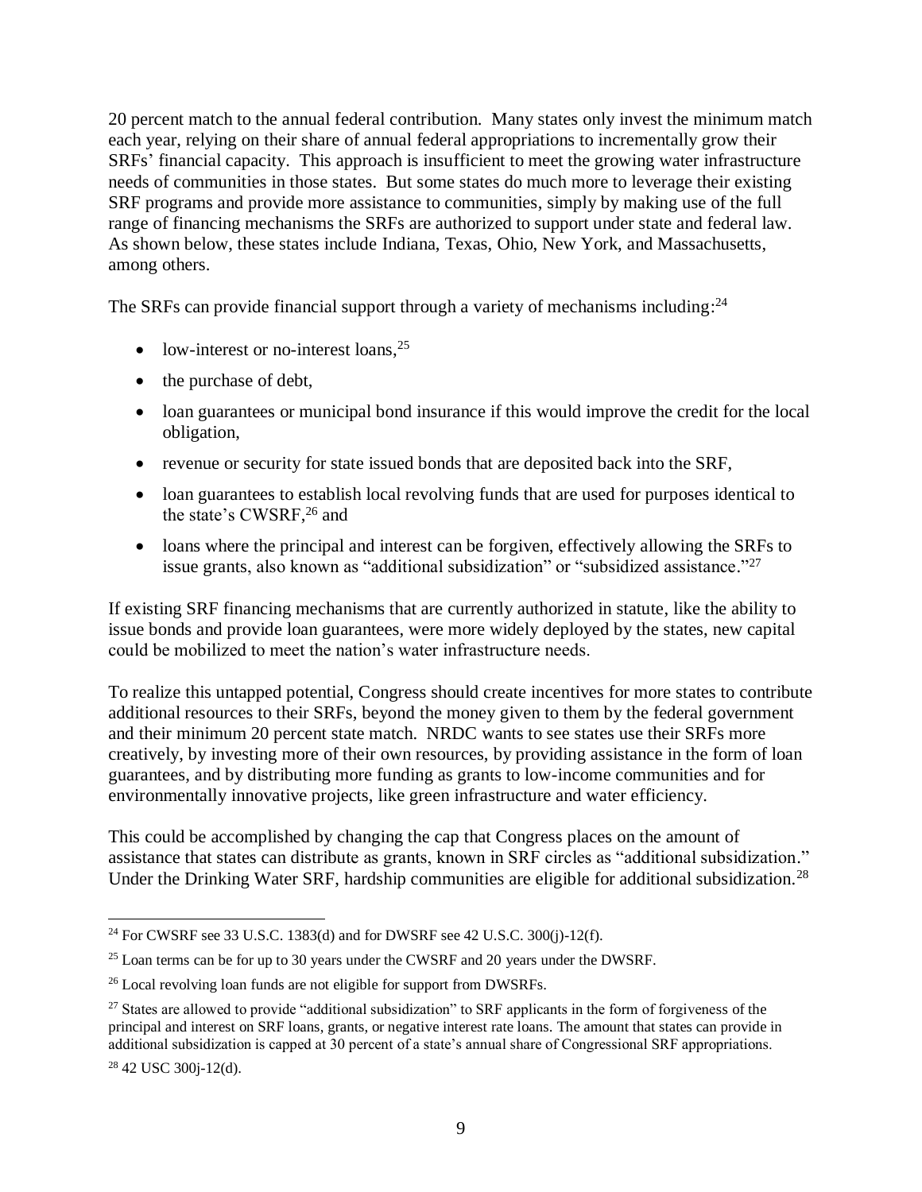20 percent match to the annual federal contribution. Many states only invest the minimum match each year, relying on their share of annual federal appropriations to incrementally grow their SRFs' financial capacity. This approach is insufficient to meet the growing water infrastructure needs of communities in those states. But some states do much more to leverage their existing SRF programs and provide more assistance to communities, simply by making use of the full range of financing mechanisms the SRFs are authorized to support under state and federal law. As shown below, these states include Indiana, Texas, Ohio, New York, and Massachusetts, among others.

The SRFs can provide financial support through a variety of mechanisms including:[24]

- low-interest or no-interest loans,[25]
- the purchase of debt,
- loan guarantees or municipal bond insurance if this would improve the credit for the local obligation,
- revenue or security for state issued bonds that are deposited back into the SRF,
- loan guarantees to establish local revolving funds that are used for purposes identical to the state's CWSRF,[26] and
- loans where the principal and interest can be forgiven, effectively allowing the SRFs to issue grants, also known as "additional subsidization" or "subsidized assistance."[27]

If existing SRF financing mechanisms that are currently authorized in statute, like the ability to issue bonds and provide loan guarantees, were more widely deployed by the states, new capital could be mobilized to meet the nation's water infrastructure needs.

To realize this untapped potential, Congress should create incentives for more states to contribute additional resources to their SRFs, beyond the money given to them by the federal government and their minimum 20 percent state match. NRDC wants to see states use their SRFs more creatively, by investing more of their own resources, by providing assistance in the form of loan guarantees, and by distributing more funding as grants to low-income communities and for environmentally innovative projects, like green infrastructure and water efficiency.

This could be accomplished by changing the cap that Congress places on the amount of assistance that states can distribute as grants, known in SRF circles as "additional subsidization." Under the Drinking Water SRF, hardship communities are eligible for additional subsidization.[28]

---

[24] For CWSRF see 33 U.S.C. 1383(d) and for DWSRF see 42 U.S.C. 300(j)-12(f).

[25] Loan terms can be for up to 30 years under the CWSRF and 20 years under the DWSRF.

[26] Local revolving loan funds are not eligible for support from DWSRFs.

[27] States are allowed to provide "additional subsidization" to SRF applicants in the form of forgiveness of the principal and interest on SRF loans, grants, or negative interest rate loans. The amount that states can provide in additional subsidization is capped at 30 percent of a state's annual share of Congressional SRF appropriations.

[28] 42 USC 300j-12(d).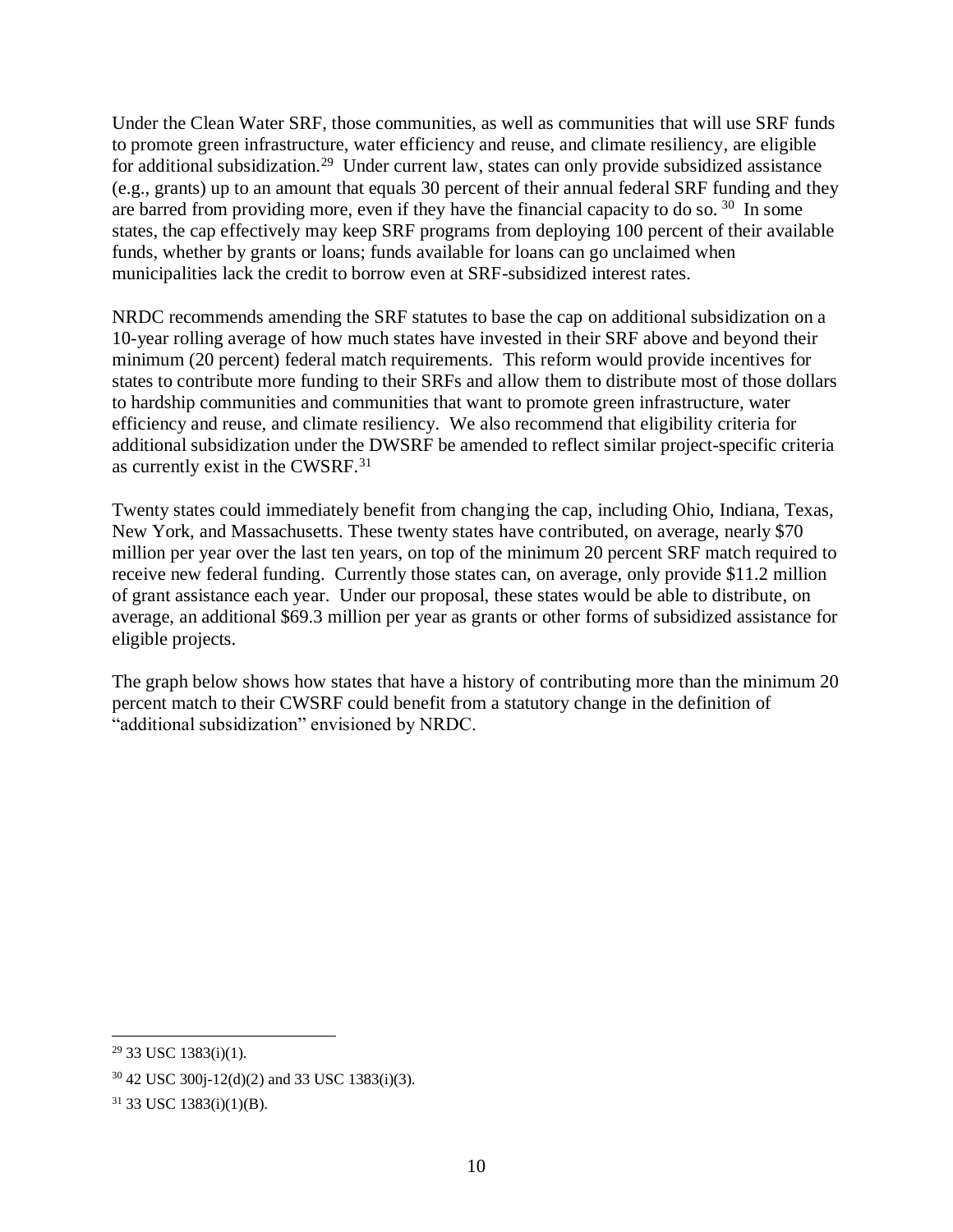Under the Clean Water SRF, those communities, as well as communities that will use SRF funds to promote green infrastructure, water efficiency and reuse, and climate resiliency, are eligible for additional subsidization.[29] Under current law, states can only provide subsidized assistance (e.g., grants) up to an amount that equals 30 percent of their annual federal SRF funding and they are barred from providing more, even if they have the financial capacity to do so. [30] In some states, the cap effectively may keep SRF programs from deploying 100 percent of their available funds, whether by grants or loans; funds available for loans can go unclaimed when municipalities lack the credit to borrow even at SRF-subsidized interest rates.

NRDC recommends amending the SRF statutes to base the cap on additional subsidization on a 10-year rolling average of how much states have invested in their SRF above and beyond their minimum (20 percent) federal match requirements. This reform would provide incentives for states to contribute more funding to their SRFs and allow them to distribute most of those dollars to hardship communities and communities that want to promote green infrastructure, water efficiency and reuse, and climate resiliency. We also recommend that eligibility criteria for additional subsidization under the DWSRF be amended to reflect similar project-specific criteria as currently exist in the CWSRF.[31]

Twenty states could immediately benefit from changing the cap, including Ohio, Indiana, Texas, New York, and Massachusetts. These twenty states have contributed, on average, nearly $70 million per year over the last ten years, on top of the minimum 20 percent SRF match required to receive new federal funding. Currently those states can, on average, only provide $11.2 million of grant assistance each year. Under our proposal, these states would be able to distribute, on average, an additional $69.3 million per year as grants or other forms of subsidized assistance for eligible projects.

The graph below shows how states that have a history of contributing more than the minimum 20 percent match to their CWSRF could benefit from a statutory change in the definition of "additional subsidization" envisioned by NRDC.

---

[29] 33 USC 1383(i)(1).

[30] 42 USC 300j-12(d)(2) and 33 USC 1383(i)(3).

[31] 33 USC 1383(i)(1)(B).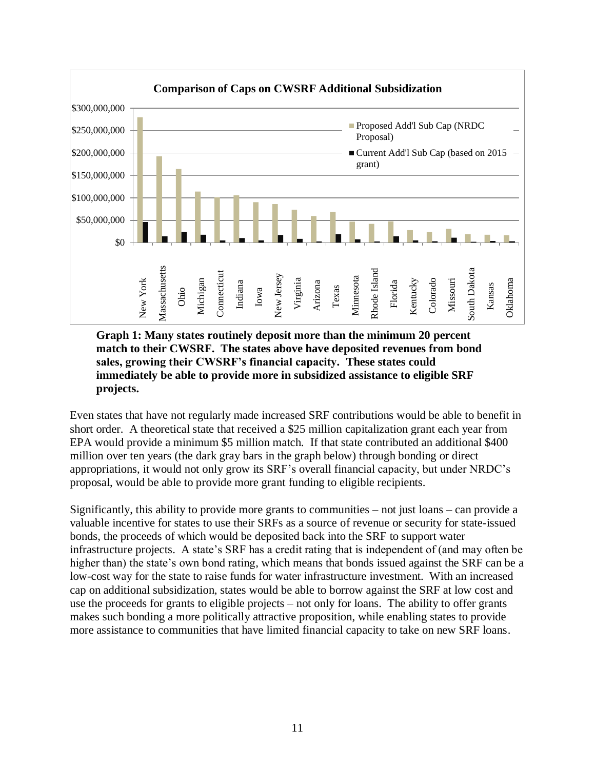**Graph 1: Many states routinely deposit more than the minimum 20 percent match to their CWSRF. The states above have deposited revenues from bond sales, growing their CWSRF's financial capacity. These states could immediately be able to provide more in subsidized assistance to eligible SRF projects.**

Even states that have not regularly made increased SRF contributions would be able to benefit in short order. A theoretical state that received a $25 million capitalization grant each year from EPA would provide a minimum $5 million match. If that state contributed an additional $400 million over ten years (the dark gray bars in the graph below) through bonding or direct appropriations, it would not only grow its SRF's overall financial capacity, but under NRDC's proposal, would be able to provide more grant funding to eligible recipients.

Significantly, this ability to provide more grants to communities – not just loans – can provide a valuable incentive for states to use their SRFs as a source of revenue or security for state-issued bonds, the proceeds of which would be deposited back into the SRF to support water infrastructure projects. A state's SRF has a credit rating that is independent of (and may often be higher than) the state's own bond rating, which means that bonds issued against the SRF can be a low-cost way for the state to raise funds for water infrastructure investment. With an increased cap on additional subsidization, states would be able to borrow against the SRF at low cost and use the proceeds for grants to eligible projects – not only for loans. The ability to offer grants makes such bonding a more politically attractive proposition, while enabling states to provide more assistance to communities that have limited financial capacity to take on new SRF loans.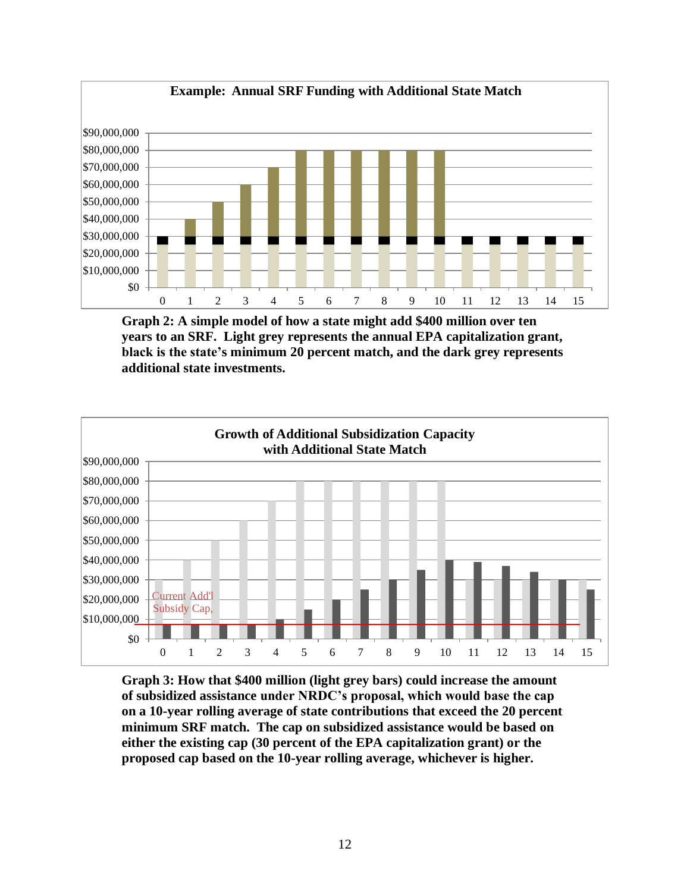**Graph 2: A simple model of how a state might add $400 million over ten years to an SRF. Light grey represents the annual EPA capitalization grant, black is the state's minimum 20 percent match, and the dark grey represents additional state investments.**

**Graph 3: How that $400 million (light grey bars) could increase the amount of subsidized assistance under NRDC's proposal, which would base the cap on a 10-year rolling average of state contributions that exceed the 20 percent minimum SRF match. The cap on subsidized assistance would be based on either the existing cap (30 percent of the EPA capitalization grant) or the proposed cap based on the 10-year rolling average, whichever is higher.**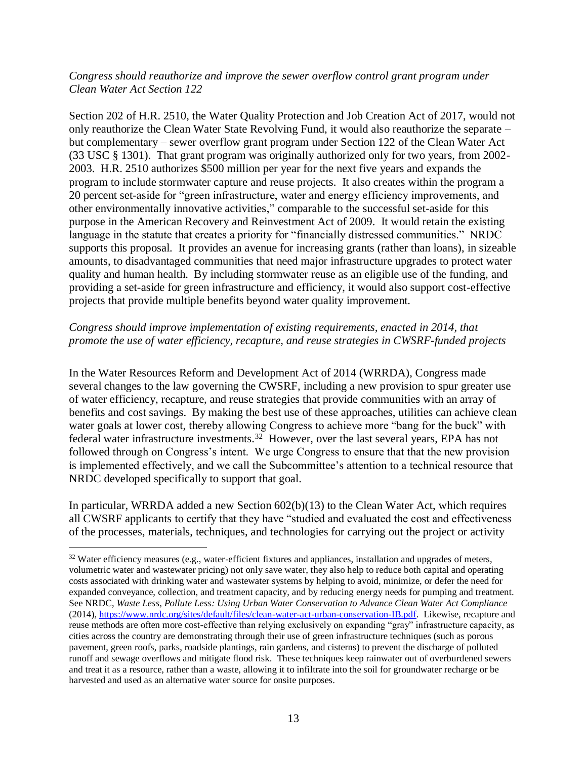*Congress should reauthorize and improve the sewer overflow control grant program under Clean Water Act Section 122*

Section 202 of H.R. 2510, the Water Quality Protection and Job Creation Act of 2017, would not only reauthorize the Clean Water State Revolving Fund, it would also reauthorize the separate – but complementary – sewer overflow grant program under Section 122 of the Clean Water Act (33 USC § 1301). That grant program was originally authorized only for two years, from 2002-2003. H.R. 2510 authorizes $500 million per year for the next five years and expands the program to include stormwater capture and reuse projects. It also creates within the program a 20 percent set-aside for "green infrastructure, water and energy efficiency improvements, and other environmentally innovative activities," comparable to the successful set-aside for this purpose in the American Recovery and Reinvestment Act of 2009. It would retain the existing language in the statute that creates a priority for "financially distressed communities." NRDC supports this proposal. It provides an avenue for increasing grants (rather than loans), in sizeable amounts, to disadvantaged communities that need major infrastructure upgrades to protect water quality and human health. By including stormwater reuse as an eligible use of the funding, and providing a set-aside for green infrastructure and efficiency, it would also support cost-effective projects that provide multiple benefits beyond water quality improvement.

*Congress should improve implementation of existing requirements, enacted in 2014, that promote the use of water efficiency, recapture, and reuse strategies in CWSRF-funded projects*

In the Water Resources Reform and Development Act of 2014 (WRRDA), Congress made several changes to the law governing the CWSRF, including a new provision to spur greater use of water efficiency, recapture, and reuse strategies that provide communities with an array of benefits and cost savings. By making the best use of these approaches, utilities can achieve clean water goals at lower cost, thereby allowing Congress to achieve more "bang for the buck" with federal water infrastructure investments.[32] However, over the last several years, EPA has not followed through on Congress's intent. We urge Congress to ensure that that the new provision is implemented effectively, and we call the Subcommittee's attention to a technical resource that NRDC developed specifically to support that goal.

In particular, WRRDA added a new Section 602(b)(13) to the Clean Water Act, which requires all CWSRF applicants to certify that they have "studied and evaluated the cost and effectiveness of the processes, materials, techniques, and technologies for carrying out the project or activity

---

[32] Water efficiency measures (e.g., water-efficient fixtures and appliances, installation and upgrades of meters, volumetric water and wastewater pricing) not only save water, they also help to reduce both capital and operating costs associated with drinking water and wastewater systems by helping to avoid, minimize, or defer the need for expanded conveyance, collection, and treatment capacity, and by reducing energy needs for pumping and treatment. See NRDC, *Waste Less, Pollute Less: Using Urban Water Conservation to Advance Clean Water Act Compliance* (2014), https://www.nrdc.org/sites/default/files/clean-water-act-urban-conservation-IB.pdf. Likewise, recapture and reuse methods are often more cost-effective than relying exclusively on expanding "gray" infrastructure capacity, as cities across the country are demonstrating through their use of green infrastructure techniques (such as porous pavement, green roofs, parks, roadside plantings, rain gardens, and cisterns) to prevent the discharge of polluted runoff and sewage overflows and mitigate flood risk. These techniques keep rainwater out of overburdened sewers and treat it as a resource, rather than a waste, allowing it to infiltrate into the soil for groundwater recharge or be harvested and used as an alternative water source for onsite purposes.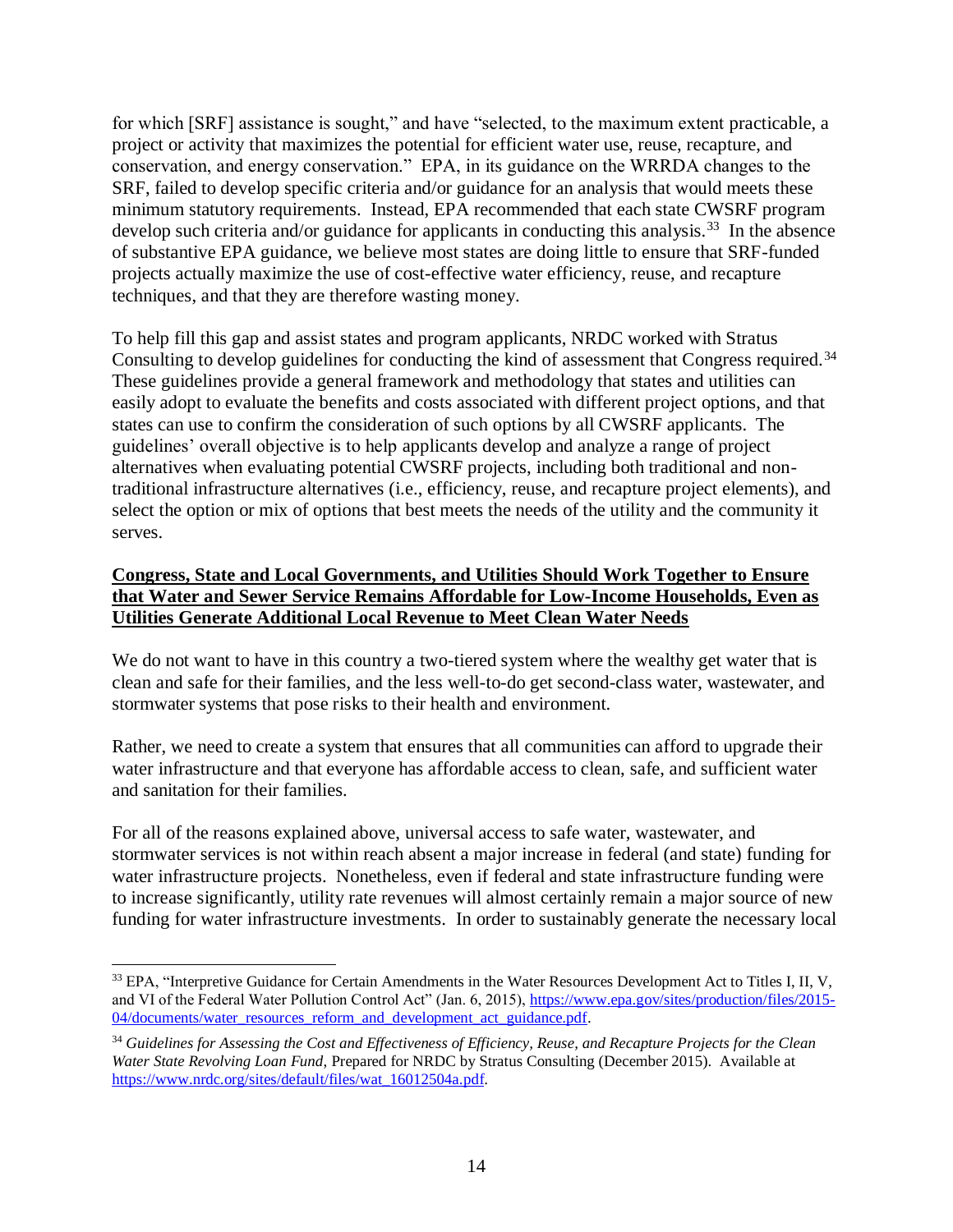for which [SRF] assistance is sought," and have "selected, to the maximum extent practicable, a project or activity that maximizes the potential for efficient water use, reuse, recapture, and conservation, and energy conservation." EPA, in its guidance on the WRRDA changes to the SRF, failed to develop specific criteria and/or guidance for an analysis that would meets these minimum statutory requirements. Instead, EPA recommended that each state CWSRF program develop such criteria and/or guidance for applicants in conducting this analysis.[33] In the absence of substantive EPA guidance, we believe most states are doing little to ensure that SRF-funded projects actually maximize the use of cost-effective water efficiency, reuse, and recapture techniques, and that they are therefore wasting money.

To help fill this gap and assist states and program applicants, NRDC worked with Stratus Consulting to develop guidelines for conducting the kind of assessment that Congress required.[34] These guidelines provide a general framework and methodology that states and utilities can easily adopt to evaluate the benefits and costs associated with different project options, and that states can use to confirm the consideration of such options by all CWSRF applicants. The guidelines' overall objective is to help applicants develop and analyze a range of project alternatives when evaluating potential CWSRF projects, including both traditional and non-traditional infrastructure alternatives (i.e., efficiency, reuse, and recapture project elements), and select the option or mix of options that best meets the needs of the utility and the community it serves.

**<u>Congress, State and Local Governments, and Utilities Should Work Together to Ensure that Water and Sewer Service Remains Affordable for Low-Income Households, Even as Utilities Generate Additional Local Revenue to Meet Clean Water Needs</u>**

We do not want to have in this country a two-tiered system where the wealthy get water that is clean and safe for their families, and the less well-to-do get second-class water, wastewater, and stormwater systems that pose risks to their health and environment.

Rather, we need to create a system that ensures that all communities can afford to upgrade their water infrastructure and that everyone has affordable access to clean, safe, and sufficient water and sanitation for their families.

For all of the reasons explained above, universal access to safe water, wastewater, and stormwater services is not within reach absent a major increase in federal (and state) funding for water infrastructure projects. Nonetheless, even if federal and state infrastructure funding were to increase significantly, utility rate revenues will almost certainly remain a major source of new funding for water infrastructure investments. In order to sustainably generate the necessary local

---

[33] EPA, "Interpretive Guidance for Certain Amendments in the Water Resources Development Act to Titles I, II, V, and VI of the Federal Water Pollution Control Act" (Jan. 6, 2015), https://www.epa.gov/sites/production/files/2015-04/documents/water_resources_reform_and_development_act_guidance.pdf.

[34] *Guidelines for Assessing the Cost and Effectiveness of Efficiency, Reuse, and Recapture Projects for the Clean Water State Revolving Loan Fund*, Prepared for NRDC by Stratus Consulting (December 2015). Available at https://www.nrdc.org/sites/default/files/wat_16012504a.pdf.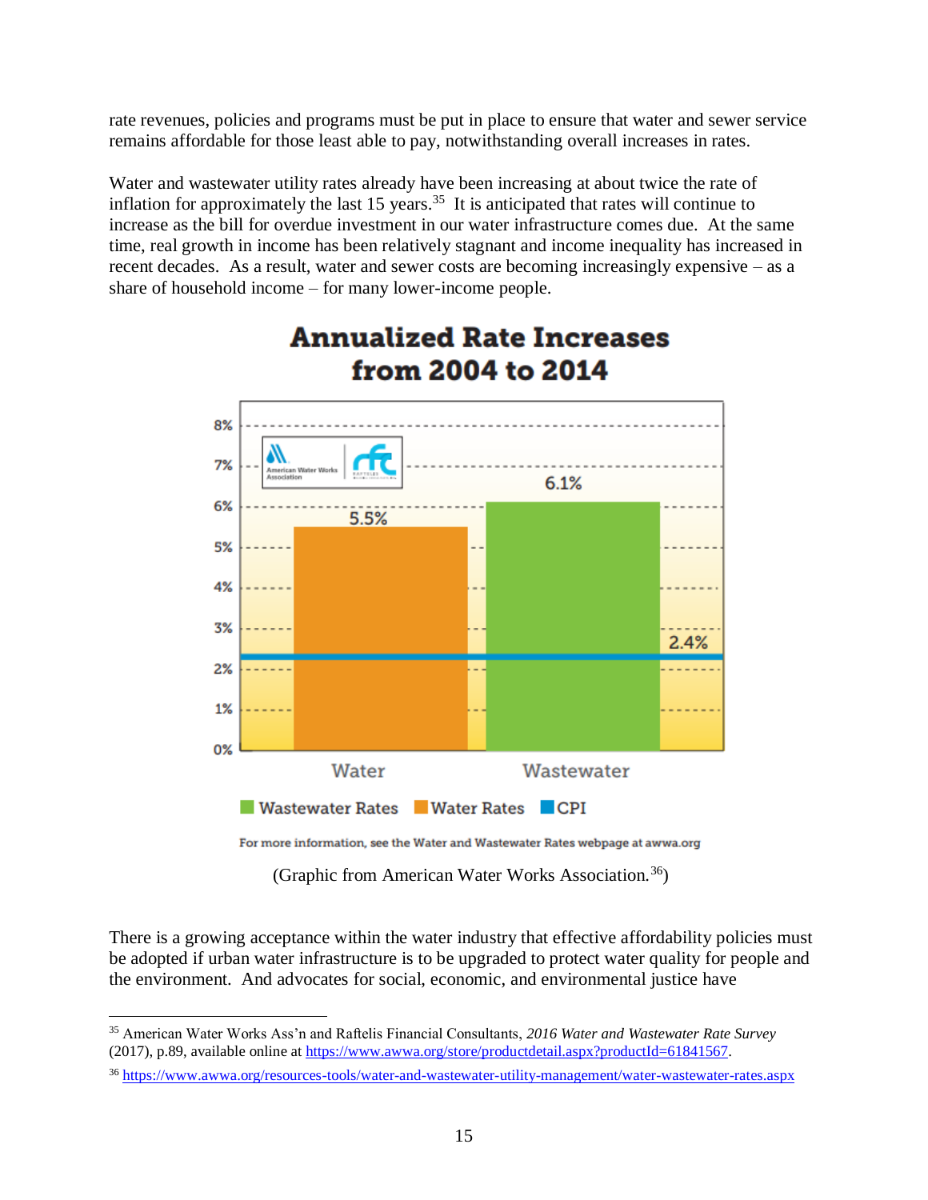rate revenues, policies and programs must be put in place to ensure that water and sewer service remains affordable for those least able to pay, notwithstanding overall increases in rates.

Water and wastewater utility rates already have been increasing at about twice the rate of inflation for approximately the last 15 years.[35] It is anticipated that rates will continue to increase as the bill for overdue investment in our water infrastructure comes due. At the same time, real growth in income has been relatively stagnant and income inequality has increased in recent decades. As a result, water and sewer costs are becoming increasingly expensive – as a share of household income – for many lower-income people.

**Annualized Rate Increases from 2004 to 2014**

| | Water | Wastewater |
|---|---|---|
| Rate increase | 5.5% | 6.1% |
| CPI | 2.4% | 2.4% |

For more information, see the Water and Wastewater Rates webpage at awwa.org

(Graphic from American Water Works Association.[36])

There is a growing acceptance within the water industry that effective affordability policies must be adopted if urban water infrastructure is to be upgraded to protect water quality for people and the environment. And advocates for social, economic, and environmental justice have

---

[35] American Water Works Ass'n and Raftelis Financial Consultants, *2016 Water and Wastewater Rate Survey* (2017), p.89, available online at https://www.awwa.org/store/productdetail.aspx?productId=61841567.

[36] https://www.awwa.org/resources-tools/water-and-wastewater-utility-management/water-wastewater-rates.aspx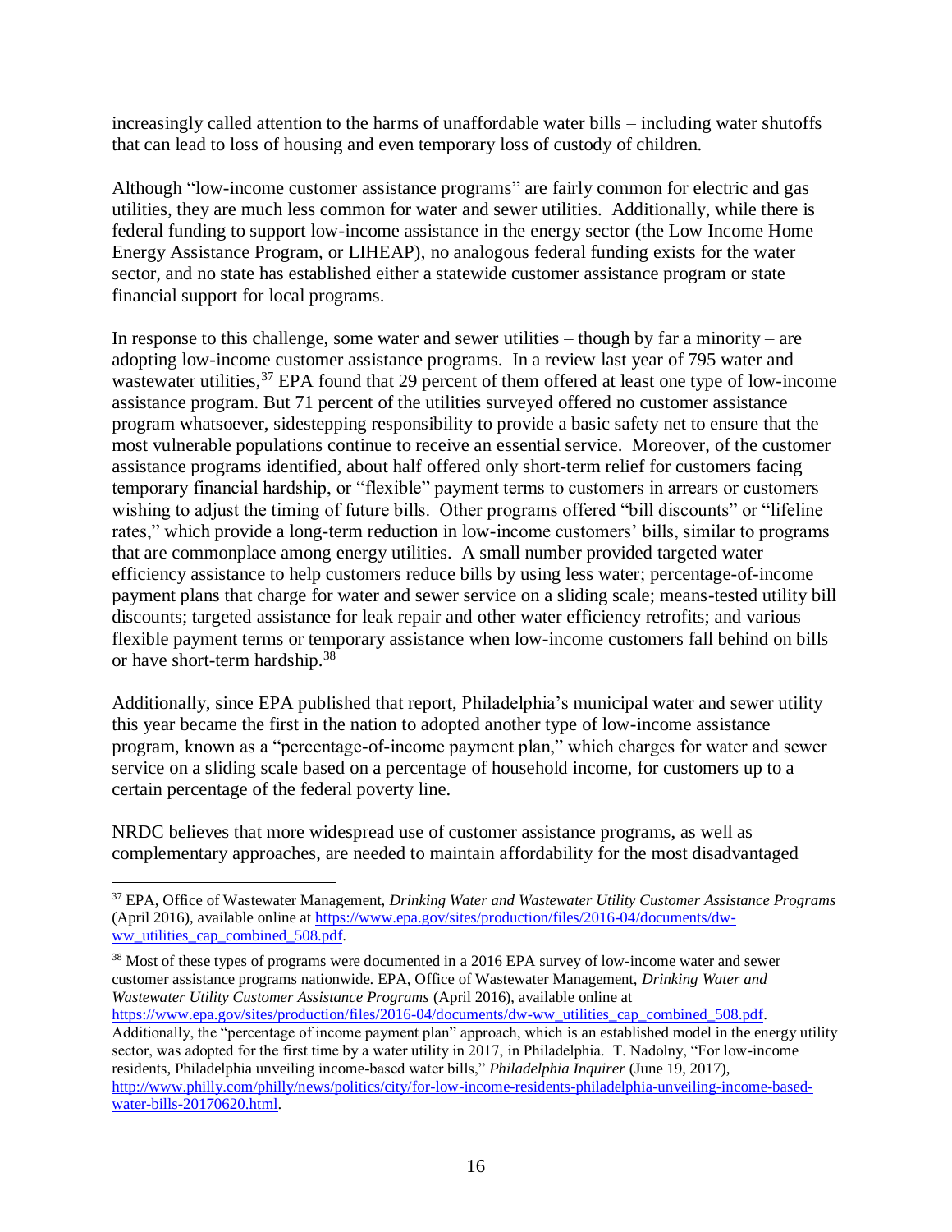increasingly called attention to the harms of unaffordable water bills – including water shutoffs that can lead to loss of housing and even temporary loss of custody of children.

Although "low-income customer assistance programs" are fairly common for electric and gas utilities, they are much less common for water and sewer utilities. Additionally, while there is federal funding to support low-income assistance in the energy sector (the Low Income Home Energy Assistance Program, or LIHEAP), no analogous federal funding exists for the water sector, and no state has established either a statewide customer assistance program or state financial support for local programs.

In response to this challenge, some water and sewer utilities – though by far a minority – are adopting low-income customer assistance programs. In a review last year of 795 water and wastewater utilities,[37] EPA found that 29 percent of them offered at least one type of low-income assistance program. But 71 percent of the utilities surveyed offered no customer assistance program whatsoever, sidestepping responsibility to provide a basic safety net to ensure that the most vulnerable populations continue to receive an essential service. Moreover, of the customer assistance programs identified, about half offered only short-term relief for customers facing temporary financial hardship, or "flexible" payment terms to customers in arrears or customers wishing to adjust the timing of future bills. Other programs offered "bill discounts" or "lifeline rates," which provide a long-term reduction in low-income customers' bills, similar to programs that are commonplace among energy utilities. A small number provided targeted water efficiency assistance to help customers reduce bills by using less water; percentage-of-income payment plans that charge for water and sewer service on a sliding scale; means-tested utility bill discounts; targeted assistance for leak repair and other water efficiency retrofits; and various flexible payment terms or temporary assistance when low-income customers fall behind on bills or have short-term hardship.[38]

Additionally, since EPA published that report, Philadelphia's municipal water and sewer utility this year became the first in the nation to adopted another type of low-income assistance program, known as a "percentage-of-income payment plan," which charges for water and sewer service on a sliding scale based on a percentage of household income, for customers up to a certain percentage of the federal poverty line.

NRDC believes that more widespread use of customer assistance programs, as well as complementary approaches, are needed to maintain affordability for the most disadvantaged

---

[37] EPA, Office of Wastewater Management, *Drinking Water and Wastewater Utility Customer Assistance Programs* (April 2016), available online at https://www.epa.gov/sites/production/files/2016-04/documents/dw-ww_utilities_cap_combined_508.pdf.

[38] Most of these types of programs were documented in a 2016 EPA survey of low-income water and sewer customer assistance programs nationwide. EPA, Office of Wastewater Management, *Drinking Water and Wastewater Utility Customer Assistance Programs* (April 2016), available online at https://www.epa.gov/sites/production/files/2016-04/documents/dw-ww_utilities_cap_combined_508.pdf. Additionally, the "percentage of income payment plan" approach, which is an established model in the energy utility sector, was adopted for the first time by a water utility in 2017, in Philadelphia. T. Nadolny, "For low-income residents, Philadelphia unveiling income-based water bills," *Philadelphia Inquirer* (June 19, 2017), http://www.philly.com/philly/news/politics/city/for-low-income-residents-philadelphia-unveiling-income-based-water-bills-20170620.html.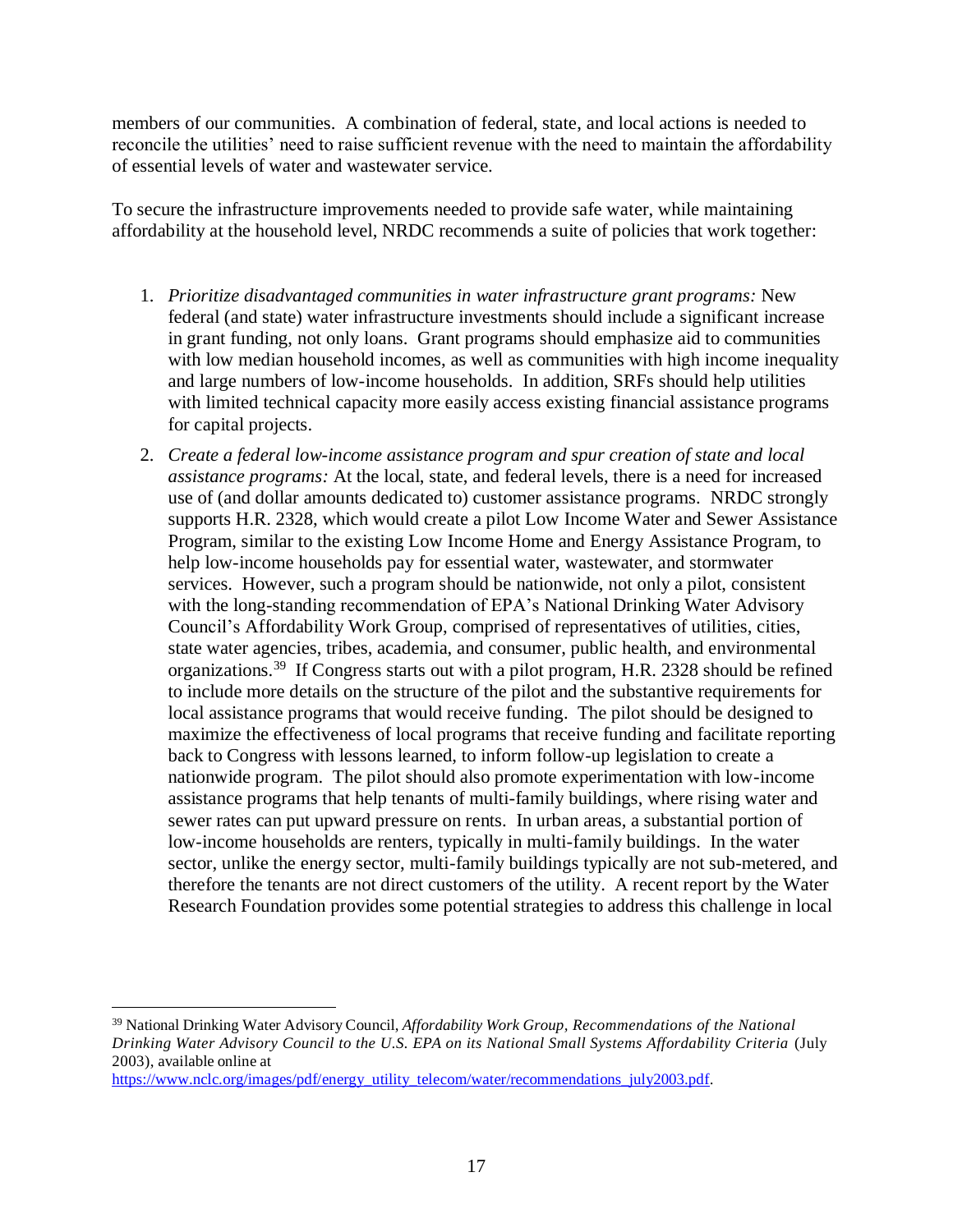members of our communities. A combination of federal, state, and local actions is needed to reconcile the utilities' need to raise sufficient revenue with the need to maintain the affordability of essential levels of water and wastewater service.

To secure the infrastructure improvements needed to provide safe water, while maintaining affordability at the household level, NRDC recommends a suite of policies that work together:

1. *Prioritize disadvantaged communities in water infrastructure grant programs:* New federal (and state) water infrastructure investments should include a significant increase in grant funding, not only loans. Grant programs should emphasize aid to communities with low median household incomes, as well as communities with high income inequality and large numbers of low-income households. In addition, SRFs should help utilities with limited technical capacity more easily access existing financial assistance programs for capital projects.
2. *Create a federal low-income assistance program and spur creation of state and local assistance programs:* At the local, state, and federal levels, there is a need for increased use of (and dollar amounts dedicated to) customer assistance programs. NRDC strongly supports H.R. 2328, which would create a pilot Low Income Water and Sewer Assistance Program, similar to the existing Low Income Home and Energy Assistance Program, to help low-income households pay for essential water, wastewater, and stormwater services. However, such a program should be nationwide, not only a pilot, consistent with the long-standing recommendation of EPA's National Drinking Water Advisory Council's Affordability Work Group, comprised of representatives of utilities, cities, state water agencies, tribes, academia, and consumer, public health, and environmental organizations.[39] If Congress starts out with a pilot program, H.R. 2328 should be refined to include more details on the structure of the pilot and the substantive requirements for local assistance programs that would receive funding. The pilot should be designed to maximize the effectiveness of local programs that receive funding and facilitate reporting back to Congress with lessons learned, to inform follow-up legislation to create a nationwide program. The pilot should also promote experimentation with low-income assistance programs that help tenants of multi-family buildings, where rising water and sewer rates can put upward pressure on rents. In urban areas, a substantial portion of low-income households are renters, typically in multi-family buildings. In the water sector, unlike the energy sector, multi-family buildings typically are not sub-metered, and therefore the tenants are not direct customers of the utility. A recent report by the Water Research Foundation provides some potential strategies to address this challenge in local

---

[39] National Drinking Water Advisory Council, *Affordability Work Group, Recommendations of the National Drinking Water Advisory Council to the U.S. EPA on its National Small Systems Affordability Criteria* (July 2003), available online at https://www.nclc.org/images/pdf/energy_utility_telecom/water/recommendations_july2003.pdf.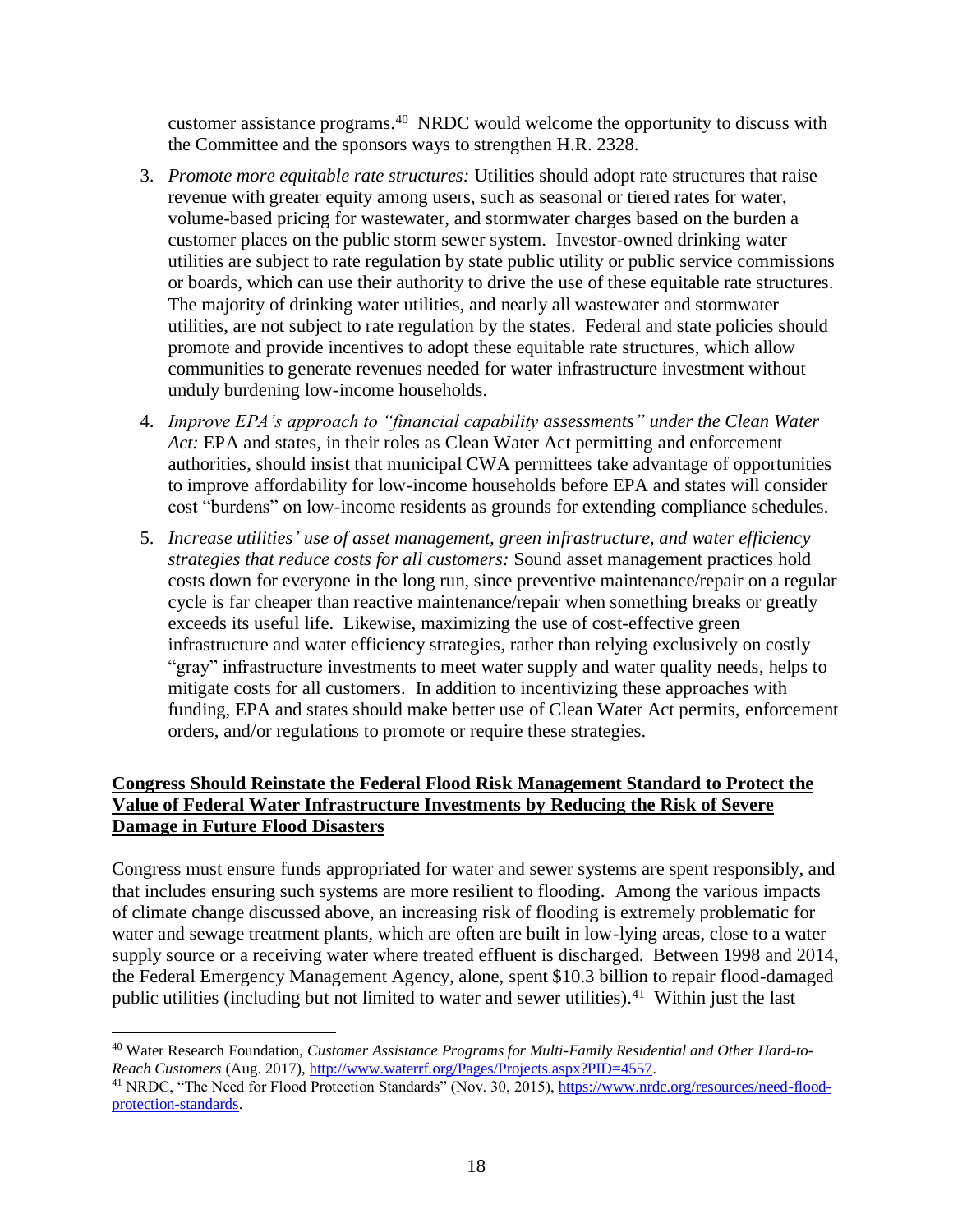customer assistance programs.[40] NRDC would welcome the opportunity to discuss with the Committee and the sponsors ways to strengthen H.R. 2328.

3. *Promote more equitable rate structures:* Utilities should adopt rate structures that raise revenue with greater equity among users, such as seasonal or tiered rates for water, volume-based pricing for wastewater, and stormwater charges based on the burden a customer places on the public storm sewer system. Investor-owned drinking water utilities are subject to rate regulation by state public utility or public service commissions or boards, which can use their authority to drive the use of these equitable rate structures. The majority of drinking water utilities, and nearly all wastewater and stormwater utilities, are not subject to rate regulation by the states. Federal and state policies should promote and provide incentives to adopt these equitable rate structures, which allow communities to generate revenues needed for water infrastructure investment without unduly burdening low-income households.

4. *Improve EPA's approach to "financial capability assessments" under the Clean Water Act:* EPA and states, in their roles as Clean Water Act permitting and enforcement authorities, should insist that municipal CWA permittees take advantage of opportunities to improve affordability for low-income households before EPA and states will consider cost "burdens" on low-income residents as grounds for extending compliance schedules.

5. *Increase utilities' use of asset management, green infrastructure, and water efficiency strategies that reduce costs for all customers:* Sound asset management practices hold costs down for everyone in the long run, since preventive maintenance/repair on a regular cycle is far cheaper than reactive maintenance/repair when something breaks or greatly exceeds its useful life. Likewise, maximizing the use of cost-effective green infrastructure and water efficiency strategies, rather than relying exclusively on costly "gray" infrastructure investments to meet water supply and water quality needs, helps to mitigate costs for all customers. In addition to incentivizing these approaches with funding, EPA and states should make better use of Clean Water Act permits, enforcement orders, and/or regulations to promote or require these strategies.

**<u>Congress Should Reinstate the Federal Flood Risk Management Standard to Protect the Value of Federal Water Infrastructure Investments by Reducing the Risk of Severe Damage in Future Flood Disasters</u>**

Congress must ensure funds appropriated for water and sewer systems are spent responsibly, and that includes ensuring such systems are more resilient to flooding. Among the various impacts of climate change discussed above, an increasing risk of flooding is extremely problematic for water and sewage treatment plants, which are often are built in low-lying areas, close to a water supply source or a receiving water where treated effluent is discharged. Between 1998 and 2014, the Federal Emergency Management Agency, alone, spent $10.3 billion to repair flood-damaged public utilities (including but not limited to water and sewer utilities).[41] Within just the last

---

[40] Water Research Foundation, *Customer Assistance Programs for Multi-Family Residential and Other Hard-to-Reach Customers* (Aug. 2017), http://www.waterrf.org/Pages/Projects.aspx?PID=4557.

[41] NRDC, "The Need for Flood Protection Standards" (Nov. 30, 2015), https://www.nrdc.org/resources/need-flood-protection-standards.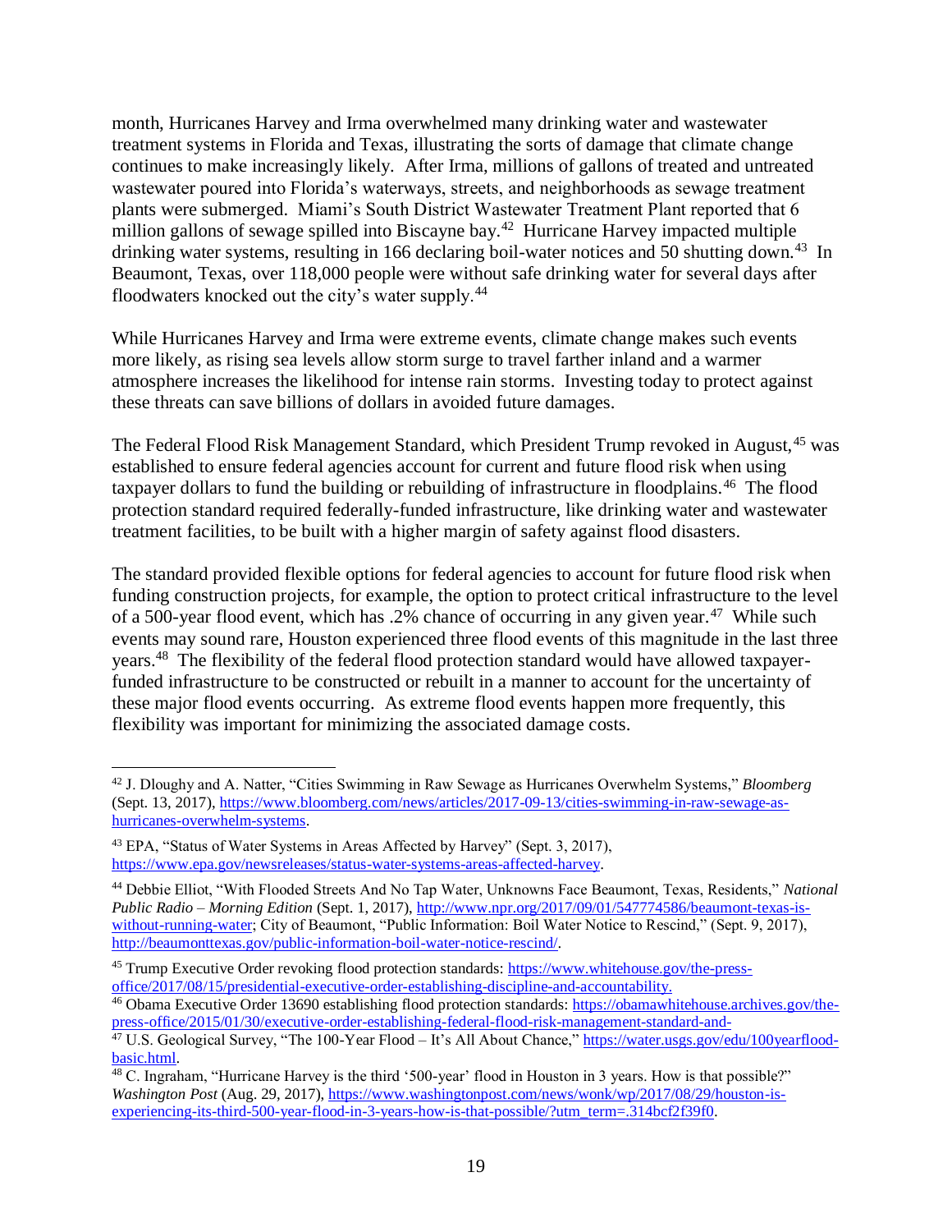month, Hurricanes Harvey and Irma overwhelmed many drinking water and wastewater treatment systems in Florida and Texas, illustrating the sorts of damage that climate change continues to make increasingly likely. After Irma, millions of gallons of treated and untreated wastewater poured into Florida's waterways, streets, and neighborhoods as sewage treatment plants were submerged. Miami's South District Wastewater Treatment Plant reported that 6 million gallons of sewage spilled into Biscayne bay.[42] Hurricane Harvey impacted multiple drinking water systems, resulting in 166 declaring boil-water notices and 50 shutting down.[43] In Beaumont, Texas, over 118,000 people were without safe drinking water for several days after floodwaters knocked out the city's water supply.[44]

While Hurricanes Harvey and Irma were extreme events, climate change makes such events more likely, as rising sea levels allow storm surge to travel farther inland and a warmer atmosphere increases the likelihood for intense rain storms. Investing today to protect against these threats can save billions of dollars in avoided future damages.

The Federal Flood Risk Management Standard, which President Trump revoked in August,[45] was established to ensure federal agencies account for current and future flood risk when using taxpayer dollars to fund the building or rebuilding of infrastructure in floodplains.[46] The flood protection standard required federally-funded infrastructure, like drinking water and wastewater treatment facilities, to be built with a higher margin of safety against flood disasters.

The standard provided flexible options for federal agencies to account for future flood risk when funding construction projects, for example, the option to protect critical infrastructure to the level of a 500-year flood event, which has .2% chance of occurring in any given year.[47] While such events may sound rare, Houston experienced three flood events of this magnitude in the last three years.[48] The flexibility of the federal flood protection standard would have allowed taxpayer-funded infrastructure to be constructed or rebuilt in a manner to account for the uncertainty of these major flood events occurring. As extreme flood events happen more frequently, this flexibility was important for minimizing the associated damage costs.

---

[42] J. Dloughy and A. Natter, "Cities Swimming in Raw Sewage as Hurricanes Overwhelm Systems," *Bloomberg* (Sept. 13, 2017), https://www.bloomberg.com/news/articles/2017-09-13/cities-swimming-in-raw-sewage-as-hurricanes-overwhelm-systems.

[43] EPA, "Status of Water Systems in Areas Affected by Harvey" (Sept. 3, 2017), https://www.epa.gov/newsreleases/status-water-systems-areas-affected-harvey.

[44] Debbie Elliot, "With Flooded Streets And No Tap Water, Unknowns Face Beaumont, Texas, Residents," *National Public Radio – Morning Edition* (Sept. 1, 2017), http://www.npr.org/2017/09/01/547774586/beaumont-texas-is-without-running-water; City of Beaumont, "Public Information: Boil Water Notice to Rescind," (Sept. 9, 2017), http://beaumonttexas.gov/public-information-boil-water-notice-rescind/.

[45] Trump Executive Order revoking flood protection standards: https://www.whitehouse.gov/the-press-office/2017/08/15/presidential-executive-order-establishing-discipline-and-accountability.

[46] Obama Executive Order 13690 establishing flood protection standards: https://obamawhitehouse.archives.gov/the-press-office/2015/01/30/executive-order-establishing-federal-flood-risk-management-standard-and-

[47] U.S. Geological Survey, "The 100-Year Flood – It's All About Chance," https://water.usgs.gov/edu/100yearflood-basic.html.

[48] C. Ingraham, "Hurricane Harvey is the third '500-year' flood in Houston in 3 years. How is that possible?" *Washington Post* (Aug. 29, 2017), https://www.washingtonpost.com/news/wonk/wp/2017/08/29/houston-is-experiencing-its-third-500-year-flood-in-3-years-how-is-that-possible/?utm_term=.314bcf2f39f0.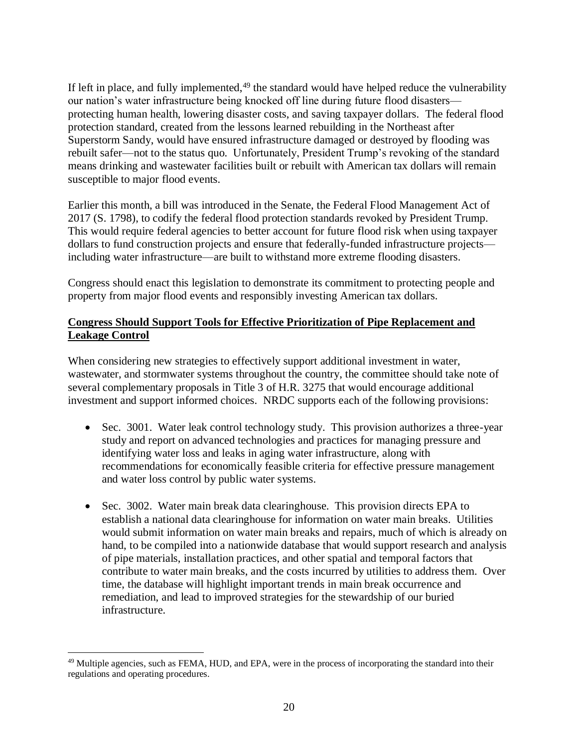If left in place, and fully implemented,[49] the standard would have helped reduce the vulnerability our nation's water infrastructure being knocked off line during future flood disasters—protecting human health, lowering disaster costs, and saving taxpayer dollars. The federal flood protection standard, created from the lessons learned rebuilding in the Northeast after Superstorm Sandy, would have ensured infrastructure damaged or destroyed by flooding was rebuilt safer—not to the status quo. Unfortunately, President Trump's revoking of the standard means drinking and wastewater facilities built or rebuilt with American tax dollars will remain susceptible to major flood events.

Earlier this month, a bill was introduced in the Senate, the Federal Flood Management Act of 2017 (S. 1798), to codify the federal flood protection standards revoked by President Trump. This would require federal agencies to better account for future flood risk when using taxpayer dollars to fund construction projects and ensure that federally-funded infrastructure projects—including water infrastructure—are built to withstand more extreme flooding disasters.

Congress should enact this legislation to demonstrate its commitment to protecting people and property from major flood events and responsibly investing American tax dollars.

**Congress Should Support Tools for Effective Prioritization of Pipe Replacement and Leakage Control**

When considering new strategies to effectively support additional investment in water, wastewater, and stormwater systems throughout the country, the committee should take note of several complementary proposals in Title 3 of H.R. 3275 that would encourage additional investment and support informed choices. NRDC supports each of the following provisions:

- Sec. 3001. Water leak control technology study. This provision authorizes a three-year study and report on advanced technologies and practices for managing pressure and identifying water loss and leaks in aging water infrastructure, along with recommendations for economically feasible criteria for effective pressure management and water loss control by public water systems.
- Sec. 3002. Water main break data clearinghouse. This provision directs EPA to establish a national data clearinghouse for information on water main breaks. Utilities would submit information on water main breaks and repairs, much of which is already on hand, to be compiled into a nationwide database that would support research and analysis of pipe materials, installation practices, and other spatial and temporal factors that contribute to water main breaks, and the costs incurred by utilities to address them. Over time, the database will highlight important trends in main break occurrence and remediation, and lead to improved strategies for the stewardship of our buried infrastructure.

[49] Multiple agencies, such as FEMA, HUD, and EPA, were in the process of incorporating the standard into their regulations and operating procedures.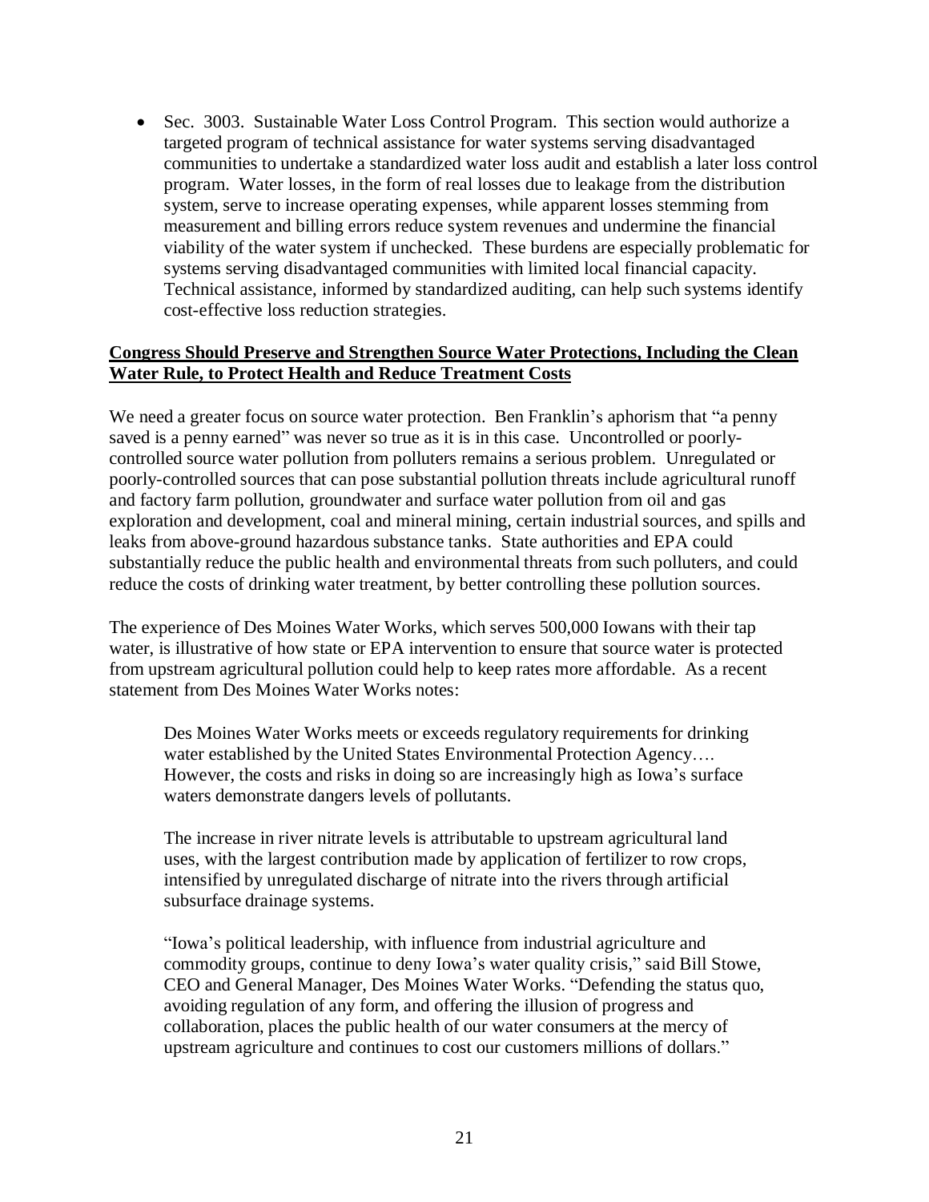- Sec. 3003. Sustainable Water Loss Control Program. This section would authorize a targeted program of technical assistance for water systems serving disadvantaged communities to undertake a standardized water loss audit and establish a later loss control program. Water losses, in the form of real losses due to leakage from the distribution system, serve to increase operating expenses, while apparent losses stemming from measurement and billing errors reduce system revenues and undermine the financial viability of the water system if unchecked. These burdens are especially problematic for systems serving disadvantaged communities with limited local financial capacity. Technical assistance, informed by standardized auditing, can help such systems identify cost-effective loss reduction strategies.

**Congress Should Preserve and Strengthen Source Water Protections, Including the Clean Water Rule, to Protect Health and Reduce Treatment Costs**

We need a greater focus on source water protection. Ben Franklin's aphorism that "a penny saved is a penny earned" was never so true as it is in this case. Uncontrolled or poorly-controlled source water pollution from polluters remains a serious problem. Unregulated or poorly-controlled sources that can pose substantial pollution threats include agricultural runoff and factory farm pollution, groundwater and surface water pollution from oil and gas exploration and development, coal and mineral mining, certain industrial sources, and spills and leaks from above-ground hazardous substance tanks. State authorities and EPA could substantially reduce the public health and environmental threats from such polluters, and could reduce the costs of drinking water treatment, by better controlling these pollution sources.

The experience of Des Moines Water Works, which serves 500,000 Iowans with their tap water, is illustrative of how state or EPA intervention to ensure that source water is protected from upstream agricultural pollution could help to keep rates more affordable. As a recent statement from Des Moines Water Works notes:

> Des Moines Water Works meets or exceeds regulatory requirements for drinking water established by the United States Environmental Protection Agency…. However, the costs and risks in doing so are increasingly high as Iowa's surface waters demonstrate dangers levels of pollutants.
>
> The increase in river nitrate levels is attributable to upstream agricultural land uses, with the largest contribution made by application of fertilizer to row crops, intensified by unregulated discharge of nitrate into the rivers through artificial subsurface drainage systems.
>
> "Iowa's political leadership, with influence from industrial agriculture and commodity groups, continue to deny Iowa's water quality crisis," said Bill Stowe, CEO and General Manager, Des Moines Water Works. "Defending the status quo, avoiding regulation of any form, and offering the illusion of progress and collaboration, places the public health of our water consumers at the mercy of upstream agriculture and continues to cost our customers millions of dollars."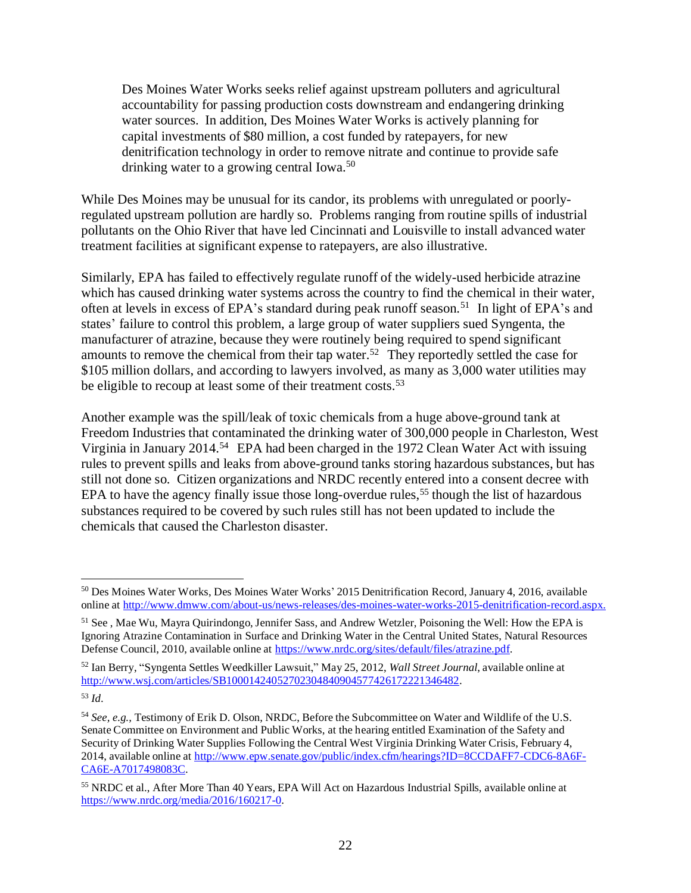> Des Moines Water Works seeks relief against upstream polluters and agricultural accountability for passing production costs downstream and endangering drinking water sources. In addition, Des Moines Water Works is actively planning for capital investments of $80 million, a cost funded by ratepayers, for new denitrification technology in order to remove nitrate and continue to provide safe drinking water to a growing central Iowa.[50]

While Des Moines may be unusual for its candor, its problems with unregulated or poorly-regulated upstream pollution are hardly so. Problems ranging from routine spills of industrial pollutants on the Ohio River that have led Cincinnati and Louisville to install advanced water treatment facilities at significant expense to ratepayers, are also illustrative.

Similarly, EPA has failed to effectively regulate runoff of the widely-used herbicide atrazine which has caused drinking water systems across the country to find the chemical in their water, often at levels in excess of EPA's standard during peak runoff season.[51] In light of EPA's and states' failure to control this problem, a large group of water suppliers sued Syngenta, the manufacturer of atrazine, because they were routinely being required to spend significant amounts to remove the chemical from their tap water.[52] They reportedly settled the case for $105 million dollars, and according to lawyers involved, as many as 3,000 water utilities may be eligible to recoup at least some of their treatment costs.[53]

Another example was the spill/leak of toxic chemicals from a huge above-ground tank at Freedom Industries that contaminated the drinking water of 300,000 people in Charleston, West Virginia in January 2014.[54] EPA had been charged in the 1972 Clean Water Act with issuing rules to prevent spills and leaks from above-ground tanks storing hazardous substances, but has still not done so. Citizen organizations and NRDC recently entered into a consent decree with EPA to have the agency finally issue those long-overdue rules,[55] though the list of hazardous substances required to be covered by such rules still has not been updated to include the chemicals that caused the Charleston disaster.

---

[50] Des Moines Water Works, Des Moines Water Works' 2015 Denitrification Record, January 4, 2016, available online at http://www.dmww.com/about-us/news-releases/des-moines-water-works-2015-denitrification-record.aspx.

[51] See , Mae Wu, Mayra Quirindongo, Jennifer Sass, and Andrew Wetzler, Poisoning the Well: How the EPA is Ignoring Atrazine Contamination in Surface and Drinking Water in the Central United States, Natural Resources Defense Council, 2010, available online at https://www.nrdc.org/sites/default/files/atrazine.pdf.

[52] Ian Berry, "Syngenta Settles Weedkiller Lawsuit," May 25, 2012, *Wall Street Journal*, available online at http://www.wsj.com/articles/SB10001424052702304840904577426172221346482.

[53] *Id*.

[54] *See, e.g.,* Testimony of Erik D. Olson, NRDC, Before the Subcommittee on Water and Wildlife of the U.S. Senate Committee on Environment and Public Works, at the hearing entitled Examination of the Safety and Security of Drinking Water Supplies Following the Central West Virginia Drinking Water Crisis, February 4, 2014, available online at http://www.epw.senate.gov/public/index.cfm/hearings?ID=8CCDAFF7-CDC6-8A6F-CA6E-A7017498083C.

[55] NRDC et al., After More Than 40 Years, EPA Will Act on Hazardous Industrial Spills, available online at https://www.nrdc.org/media/2016/160217-0.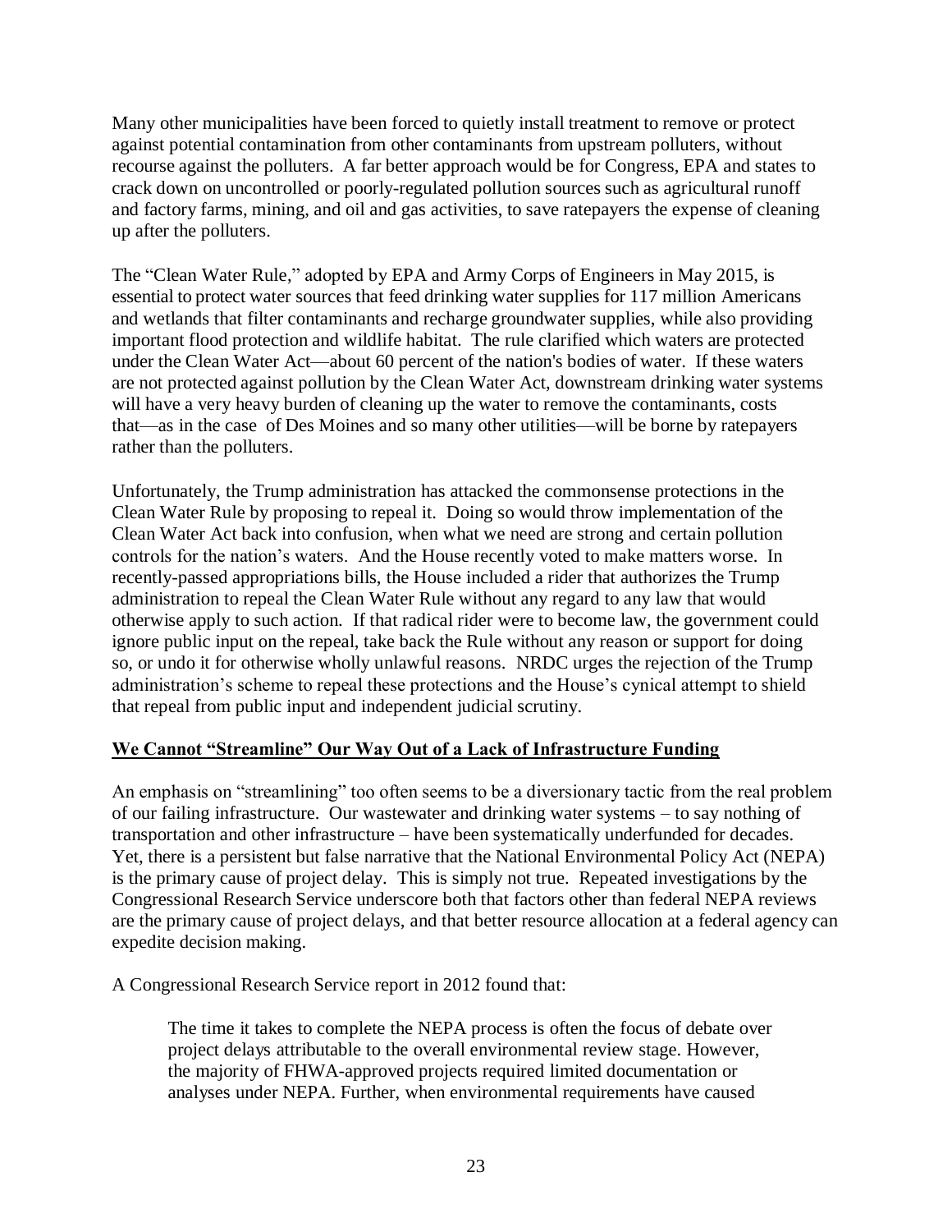Many other municipalities have been forced to quietly install treatment to remove or protect against potential contamination from other contaminants from upstream polluters, without recourse against the polluters. A far better approach would be for Congress, EPA and states to crack down on uncontrolled or poorly-regulated pollution sources such as agricultural runoff and factory farms, mining, and oil and gas activities, to save ratepayers the expense of cleaning up after the polluters.

The "Clean Water Rule," adopted by EPA and Army Corps of Engineers in May 2015, is essential to protect water sources that feed drinking water supplies for 117 million Americans and wetlands that filter contaminants and recharge groundwater supplies, while also providing important flood protection and wildlife habitat. The rule clarified which waters are protected under the Clean Water Act—about 60 percent of the nation's bodies of water. If these waters are not protected against pollution by the Clean Water Act, downstream drinking water systems will have a very heavy burden of cleaning up the water to remove the contaminants, costs that—as in the case of Des Moines and so many other utilities—will be borne by ratepayers rather than the polluters.

Unfortunately, the Trump administration has attacked the commonsense protections in the Clean Water Rule by proposing to repeal it. Doing so would throw implementation of the Clean Water Act back into confusion, when what we need are strong and certain pollution controls for the nation's waters. And the House recently voted to make matters worse. In recently-passed appropriations bills, the House included a rider that authorizes the Trump administration to repeal the Clean Water Rule without any regard to any law that would otherwise apply to such action. If that radical rider were to become law, the government could ignore public input on the repeal, take back the Rule without any reason or support for doing so, or undo it for otherwise wholly unlawful reasons. NRDC urges the rejection of the Trump administration's scheme to repeal these protections and the House's cynical attempt to shield that repeal from public input and independent judicial scrutiny.

## We Cannot "Streamline" Our Way Out of a Lack of Infrastructure Funding

An emphasis on "streamlining" too often seems to be a diversionary tactic from the real problem of our failing infrastructure. Our wastewater and drinking water systems – to say nothing of transportation and other infrastructure – have been systematically underfunded for decades. Yet, there is a persistent but false narrative that the National Environmental Policy Act (NEPA) is the primary cause of project delay. This is simply not true. Repeated investigations by the Congressional Research Service underscore both that factors other than federal NEPA reviews are the primary cause of project delays, and that better resource allocation at a federal agency can expedite decision making.

A Congressional Research Service report in 2012 found that:

> The time it takes to complete the NEPA process is often the focus of debate over project delays attributable to the overall environmental review stage. However, the majority of FHWA-approved projects required limited documentation or analyses under NEPA. Further, when environmental requirements have caused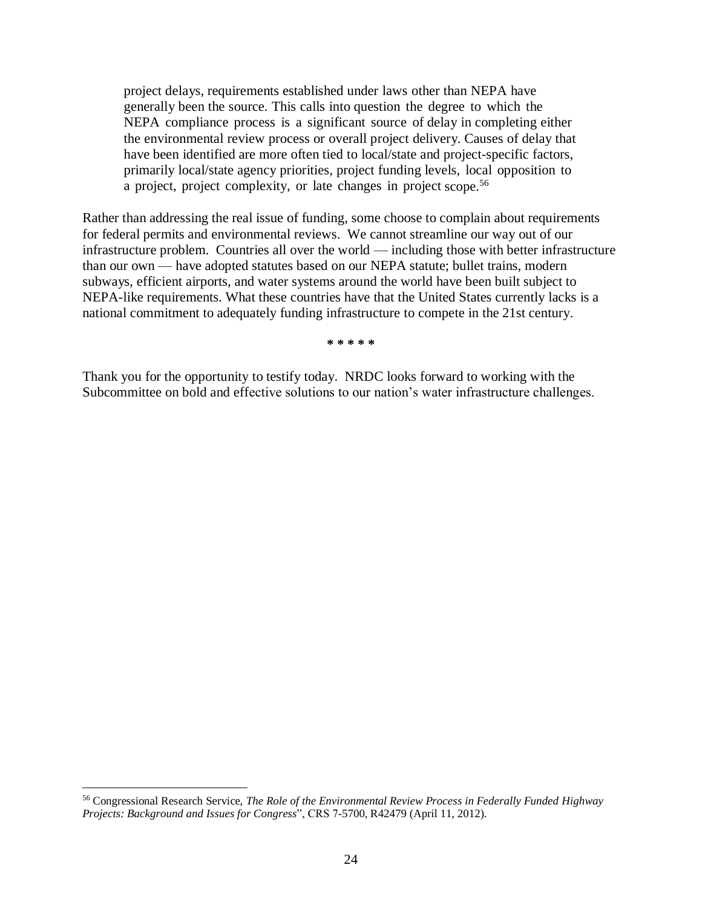> project delays, requirements established under laws other than NEPA have generally been the source. This calls into question the degree to which the NEPA compliance process is a significant source of delay in completing either the environmental review process or overall project delivery. Causes of delay that have been identified are more often tied to local/state and project-specific factors, primarily local/state agency priorities, project funding levels, local opposition to a project, project complexity, or late changes in project scope.[56]

Rather than addressing the real issue of funding, some choose to complain about requirements for federal permits and environmental reviews. We cannot streamline our way out of our infrastructure problem. Countries all over the world — including those with better infrastructure than our own — have adopted statutes based on our NEPA statute; bullet trains, modern subways, efficient airports, and water systems around the world have been built subject to NEPA-like requirements. What these countries have that the United States currently lacks is a national commitment to adequately funding infrastructure to compete in the 21st century.

\* \* \* \* \*

Thank you for the opportunity to testify today. NRDC looks forward to working with the Subcommittee on bold and effective solutions to our nation's water infrastructure challenges.

---

[56] Congressional Research Service, *The Role of the Environmental Review Process in Federally Funded Highway Projects: Background and Issues for Congress*", CRS 7-5700, R42479 (April 11, 2012).